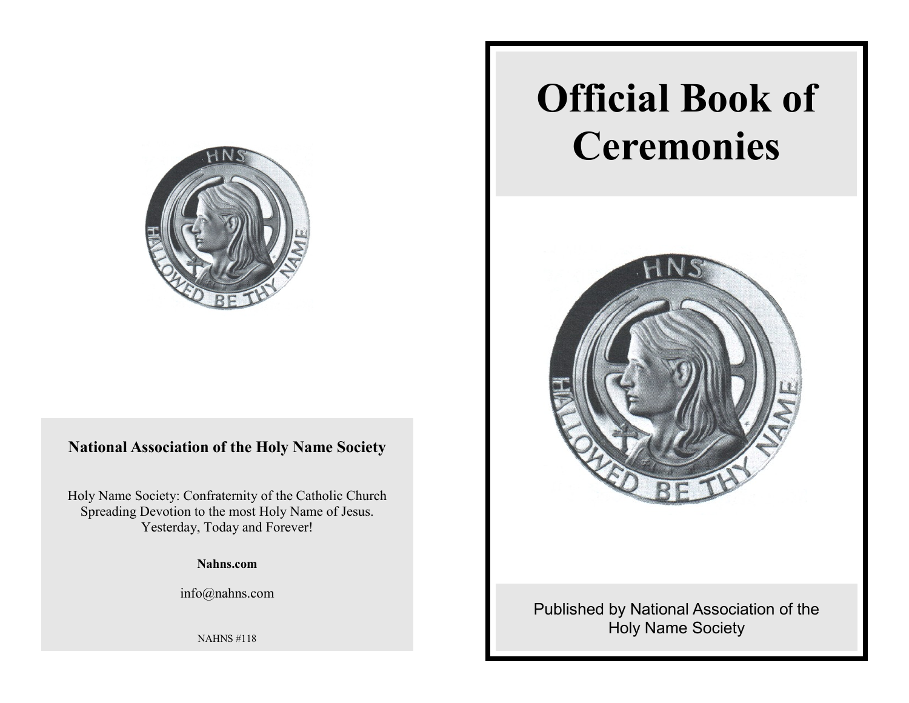**National Association of the Holy Name Society**

Holy Name Society: Confraternity of the Catholic Church
Spreading Devotion to the most Holy Name of Jesus.
Yesterday, Today and Forever!

**Nahns.com**

info@nahns.com

NAHNS #118

# Official Book of Ceremonies

Published by National Association of the Holy Name Society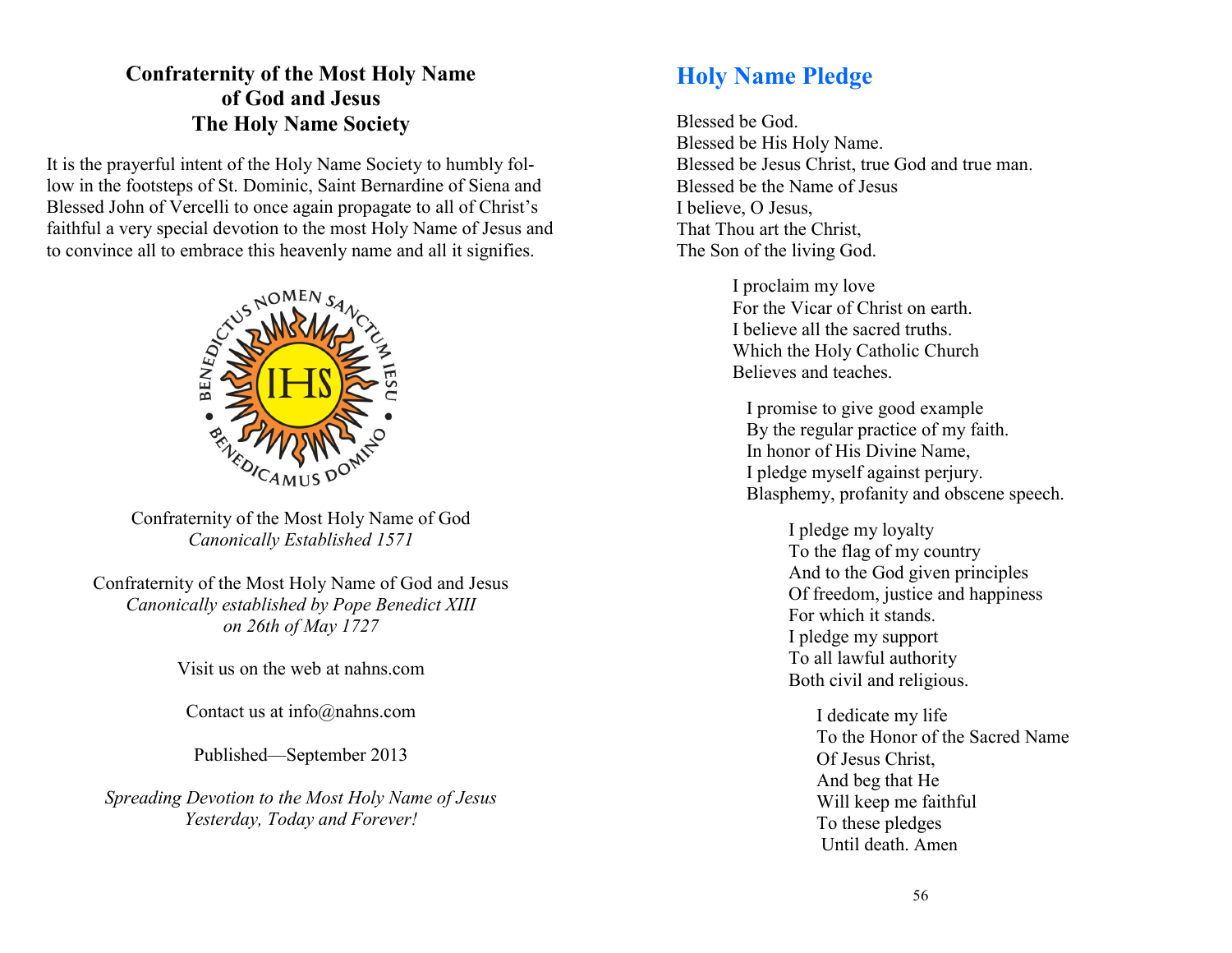**Confraternity of the Most Holy Name of God and Jesus**
**The Holy Name Society**

It is the prayerful intent of the Holy Name Society to humbly follow in the footsteps of St. Dominic, Saint Bernardine of Siena and Blessed John of Vercelli to once again propagate to all of Christ's faithful a very special devotion to the most Holy Name of Jesus and to convince all to embrace this heavenly name and all it signifies.

Confraternity of the Most Holy Name of God
*Canonically Established 1571*

Confraternity of the Most Holy Name of God and Jesus
*Canonically established by Pope Benedict XIII on 26th of May 1727*

Visit us on the web at nahns.com

Contact us at info@nahns.com

Published—September 2013

*Spreading Devotion to the Most Holy Name of Jesus Yesterday, Today and Forever!*

## Holy Name Pledge

Blessed be God.
Blessed be His Holy Name.
Blessed be Jesus Christ, true God and true man.
Blessed be the Name of Jesus
I believe, O Jesus,
That Thou art the Christ,
The Son of the living God.

I proclaim my love
For the Vicar of Christ on earth.
I believe all the sacred truths.
Which the Holy Catholic Church
Believes and teaches.

I promise to give good example
By the regular practice of my faith.
In honor of His Divine Name,
I pledge myself against perjury.
Blasphemy, profanity and obscene speech.

I pledge my loyalty
To the flag of my country
And to the God given principles
Of freedom, justice and happiness
For which it stands.
I pledge my support
To all lawful authority
Both civil and religious.

I dedicate my life
To the Honor of the Sacred Name
Of Jesus Christ,
And beg that He
Will keep me faithful
To these pledges
Until death. Amen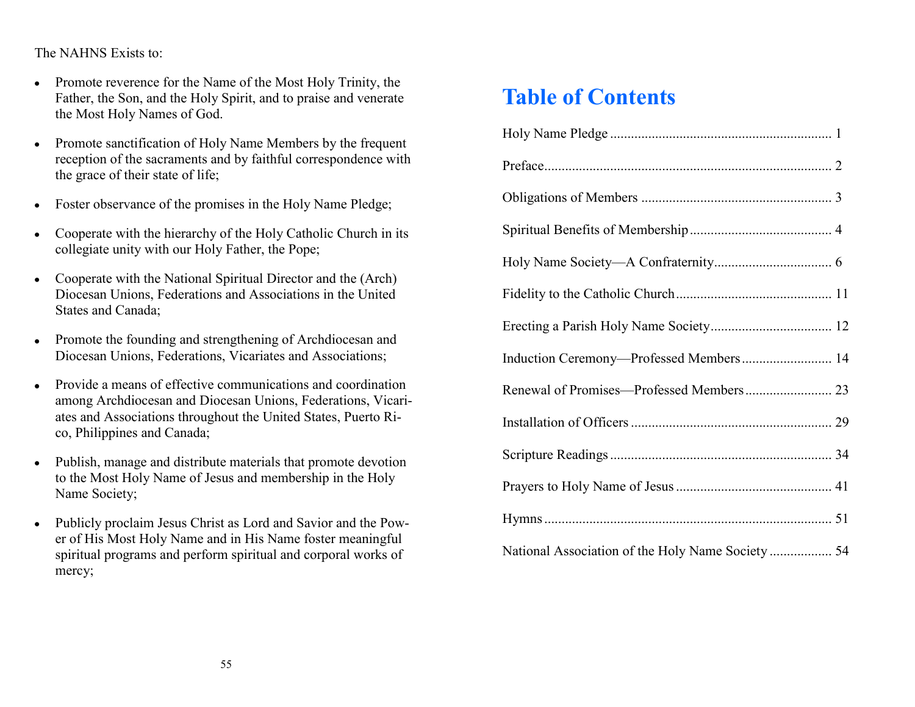The NAHNS Exists to:

- Promote reverence for the Name of the Most Holy Trinity, the Father, the Son, and the Holy Spirit, and to praise and venerate the Most Holy Names of God.
- Promote sanctification of Holy Name Members by the frequent reception of the sacraments and by faithful correspondence with the grace of their state of life;
- Foster observance of the promises in the Holy Name Pledge;
- Cooperate with the hierarchy of the Holy Catholic Church in its collegiate unity with our Holy Father, the Pope;
- Cooperate with the National Spiritual Director and the (Arch) Diocesan Unions, Federations and Associations in the United States and Canada;
- Promote the founding and strengthening of Archdiocesan and Diocesan Unions, Federations, Vicariates and Associations;
- Provide a means of effective communications and coordination among Archdiocesan and Diocesan Unions, Federations, Vicariates and Associations throughout the United States, Puerto Rico, Philippines and Canada;
- Publish, manage and distribute materials that promote devotion to the Most Holy Name of Jesus and membership in the Holy Name Society;
- Publicly proclaim Jesus Christ as Lord and Savior and the Power of His Most Holy Name and in His Name foster meaningful spiritual programs and perform spiritual and corporal works of mercy;

# Table of Contents

Holy Name Pledge ........................................ 1

Preface ........................................ 2

Obligations of Members ........................................ 3

Spiritual Benefits of Membership ........................................ 4

Holy Name Society—A Confraternity ........................................ 6

Fidelity to the Catholic Church ........................................ 11

Erecting a Parish Holy Name Society ........................................ 12

Induction Ceremony—Professed Members ........................................ 14

Renewal of Promises—Professed Members ........................................ 23

Installation of Officers ........................................ 29

Scripture Readings ........................................ 34

Prayers to Holy Name of Jesus ........................................ 41

Hymns ........................................ 51

National Association of the Holy Name Society ........................................ 54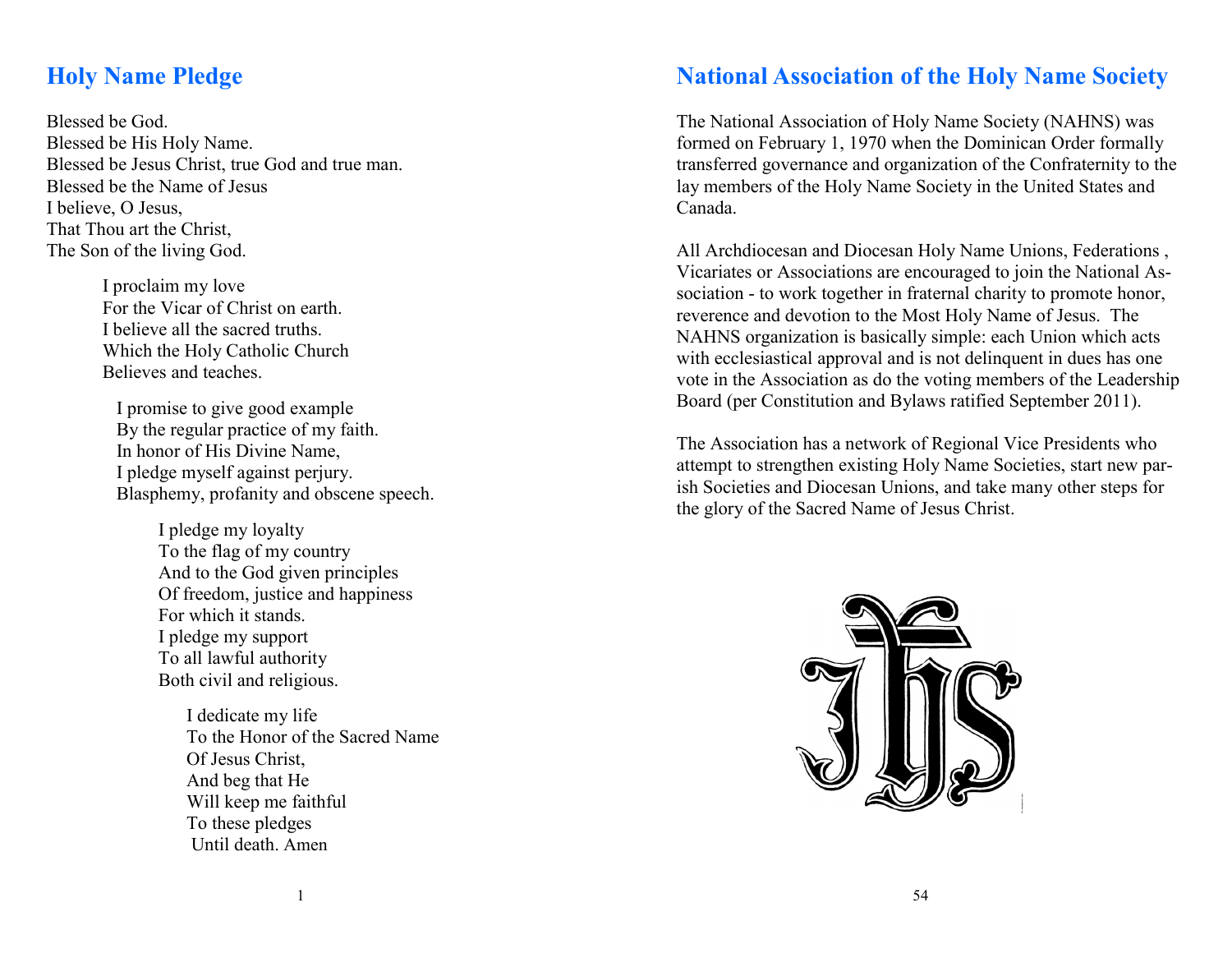## Holy Name Pledge

Blessed be God.
Blessed be His Holy Name.
Blessed be Jesus Christ, true God and true man.
Blessed be the Name of Jesus
I believe, O Jesus,
That Thou art the Christ,
The Son of the living God.

I proclaim my love
For the Vicar of Christ on earth.
I believe all the sacred truths.
Which the Holy Catholic Church
Believes and teaches.

I promise to give good example
By the regular practice of my faith.
In honor of His Divine Name,
I pledge myself against perjury.
Blasphemy, profanity and obscene speech.

I pledge my loyalty
To the flag of my country
And to the God given principles
Of freedom, justice and happiness
For which it stands.
I pledge my support
To all lawful authority
Both civil and religious.

I dedicate my life
To the Honor of the Sacred Name
Of Jesus Christ,
And beg that He
Will keep me faithful
To these pledges
Until death. Amen

## National Association of the Holy Name Society

The National Association of Holy Name Society (NAHNS) was formed on February 1, 1970 when the Dominican Order formally transferred governance and organization of the Confraternity to the lay members of the Holy Name Society in the United States and Canada.

All Archdiocesan and Diocesan Holy Name Unions, Federations , Vicariates or Associations are encouraged to join the National Association - to work together in fraternal charity to promote honor, reverence and devotion to the Most Holy Name of Jesus. The NAHNS organization is basically simple: each Union which acts with ecclesiastical approval and is not delinquent in dues has one vote in the Association as do the voting members of the Leadership Board (per Constitution and Bylaws ratified September 2011).

The Association has a network of Regional Vice Presidents who attempt to strengthen existing Holy Name Societies, start new parish Societies and Diocesan Unions, and take many other steps for the glory of the Sacred Name of Jesus Christ.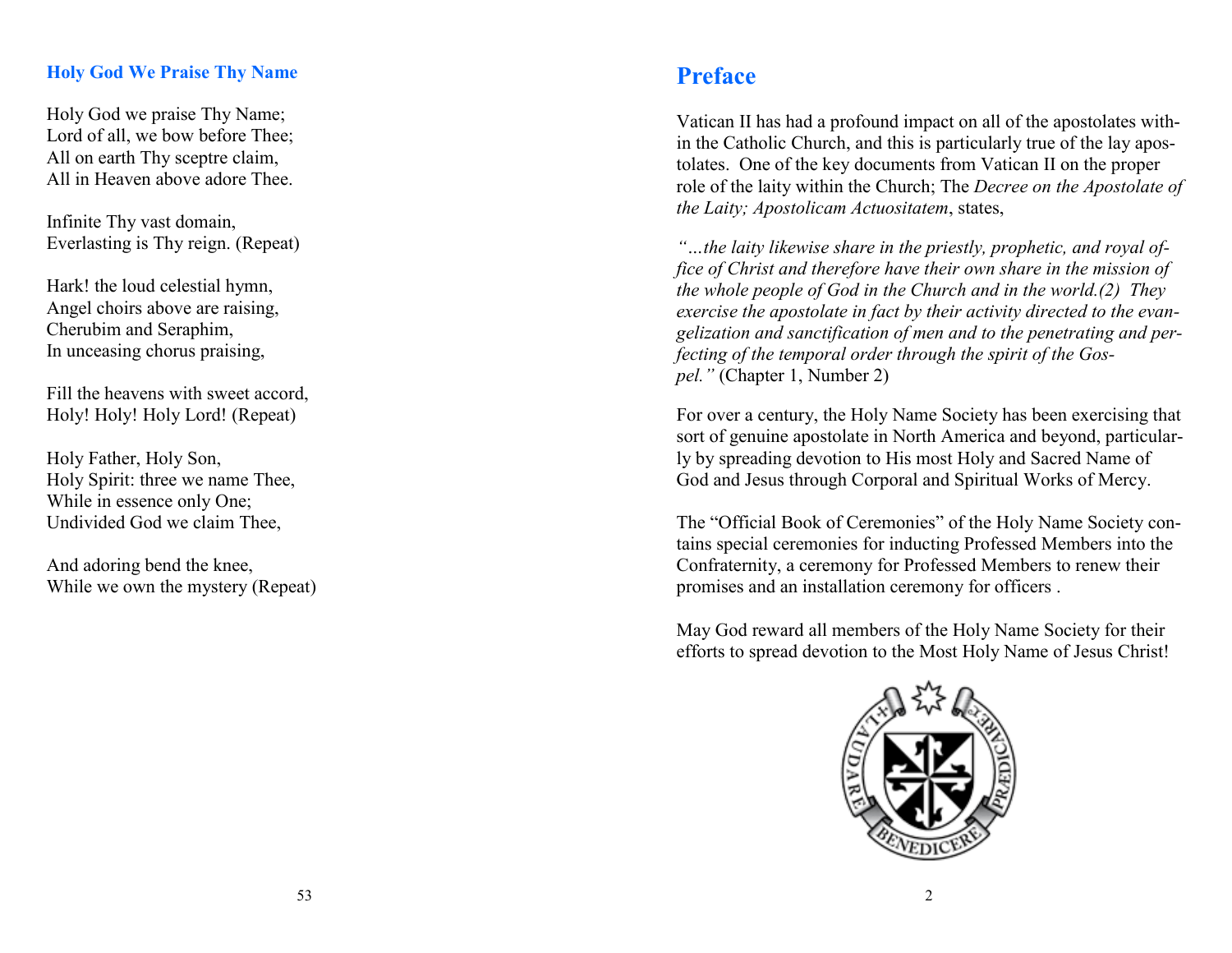### Holy God We Praise Thy Name

Holy God we praise Thy Name;
Lord of all, we bow before Thee;
All on earth Thy sceptre claim,
All in Heaven above adore Thee.

Infinite Thy vast domain,
Everlasting is Thy reign. (Repeat)

Hark! the loud celestial hymn,
Angel choirs above are raising,
Cherubim and Seraphim,
In unceasing chorus praising,

Fill the heavens with sweet accord,
Holy! Holy! Holy Lord! (Repeat)

Holy Father, Holy Son,
Holy Spirit: three we name Thee,
While in essence only One;
Undivided God we claim Thee,

And adoring bend the knee,
While we own the mystery (Repeat)

## Preface

Vatican II has had a profound impact on all of the apostolates within the Catholic Church, and this is particularly true of the lay apostolates. One of the key documents from Vatican II on the proper role of the laity within the Church; The *Decree on the Apostolate of the Laity; Apostolicam Actuositatem*, states,

*"…the laity likewise share in the priestly, prophetic, and royal office of Christ and therefore have their own share in the mission of the whole people of God in the Church and in the world.(2) They exercise the apostolate in fact by their activity directed to the evangelization and sanctification of men and to the penetrating and perfecting of the temporal order through the spirit of the Gospel."* (Chapter 1, Number 2)

For over a century, the Holy Name Society has been exercising that sort of genuine apostolate in North America and beyond, particularly by spreading devotion to His most Holy and Sacred Name of God and Jesus through Corporal and Spiritual Works of Mercy.

The "Official Book of Ceremonies" of the Holy Name Society contains special ceremonies for inducting Professed Members into the Confraternity, a ceremony for Professed Members to renew their promises and an installation ceremony for officers .

May God reward all members of the Holy Name Society for their efforts to spread devotion to the Most Holy Name of Jesus Christ!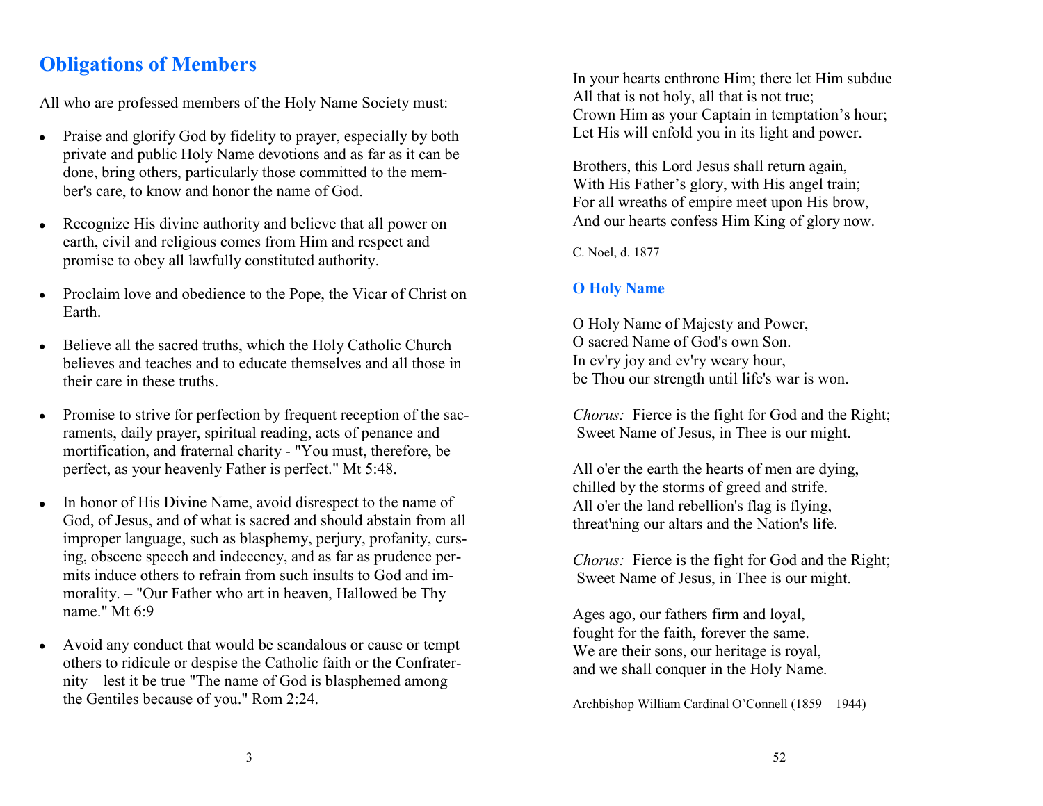## Obligations of Members

All who are professed members of the Holy Name Society must:

- Praise and glorify God by fidelity to prayer, especially by both private and public Holy Name devotions and as far as it can be done, bring others, particularly those committed to the member's care, to know and honor the name of God.
- Recognize His divine authority and believe that all power on earth, civil and religious comes from Him and respect and promise to obey all lawfully constituted authority.
- Proclaim love and obedience to the Pope, the Vicar of Christ on Earth.
- Believe all the sacred truths, which the Holy Catholic Church believes and teaches and to educate themselves and all those in their care in these truths.
- Promise to strive for perfection by frequent reception of the sacraments, daily prayer, spiritual reading, acts of penance and mortification, and fraternal charity - "You must, therefore, be perfect, as your heavenly Father is perfect." Mt 5:48.
- In honor of His Divine Name, avoid disrespect to the name of God, of Jesus, and of what is sacred and should abstain from all improper language, such as blasphemy, perjury, profanity, cursing, obscene speech and indecency, and as far as prudence permits induce others to refrain from such insults to God and immorality. – "Our Father who art in heaven, Hallowed be Thy name." Mt 6:9
- Avoid any conduct that would be scandalous or cause or tempt others to ridicule or despise the Catholic faith or the Confraternity – lest it be true "The name of God is blasphemed among the Gentiles because of you." Rom 2:24.

In your hearts enthrone Him; there let Him subdue
All that is not holy, all that is not true;
Crown Him as your Captain in temptation's hour;
Let His will enfold you in its light and power.

Brothers, this Lord Jesus shall return again,
With His Father's glory, with His angel train;
For all wreaths of empire meet upon His brow,
And our hearts confess Him King of glory now.

C. Noel, d. 1877

### O Holy Name

O Holy Name of Majesty and Power,
O sacred Name of God's own Son.
In ev'ry joy and ev'ry weary hour,
be Thou our strength until life's war is won.

*Chorus:* Fierce is the fight for God and the Right;
Sweet Name of Jesus, in Thee is our might.

All o'er the earth the hearts of men are dying,
chilled by the storms of greed and strife.
All o'er the land rebellion's flag is flying,
threat'ning our altars and the Nation's life.

*Chorus:* Fierce is the fight for God and the Right;
Sweet Name of Jesus, in Thee is our might.

Ages ago, our fathers firm and loyal,
fought for the faith, forever the same.
We are their sons, our heritage is royal,
and we shall conquer in the Holy Name.

Archbishop William Cardinal O'Connell (1859 – 1944)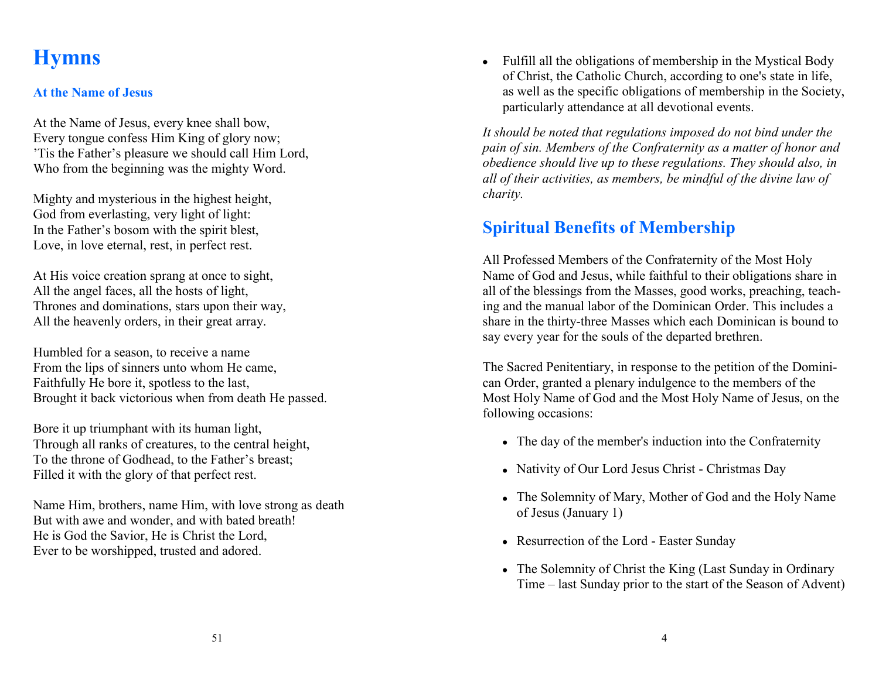# Hymns

### At the Name of Jesus

At the Name of Jesus, every knee shall bow,
Every tongue confess Him King of glory now;
'Tis the Father's pleasure we should call Him Lord,
Who from the beginning was the mighty Word.

Mighty and mysterious in the highest height,
God from everlasting, very light of light:
In the Father's bosom with the spirit blest,
Love, in love eternal, rest, in perfect rest.

At His voice creation sprang at once to sight,
All the angel faces, all the hosts of light,
Thrones and dominations, stars upon their way,
All the heavenly orders, in their great array.

Humbled for a season, to receive a name
From the lips of sinners unto whom He came,
Faithfully He bore it, spotless to the last,
Brought it back victorious when from death He passed.

Bore it up triumphant with its human light,
Through all ranks of creatures, to the central height,
To the throne of Godhead, to the Father's breast;
Filled it with the glory of that perfect rest.

Name Him, brothers, name Him, with love strong as death
But with awe and wonder, and with bated breath!
He is God the Savior, He is Christ the Lord,
Ever to be worshipped, trusted and adored.

- Fulfill all the obligations of membership in the Mystical Body of Christ, the Catholic Church, according to one's state in life, as well as the specific obligations of membership in the Society, particularly attendance at all devotional events.

*It should be noted that regulations imposed do not bind under the pain of sin. Members of the Confraternity as a matter of honor and obedience should live up to these regulations. They should also, in all of their activities, as members, be mindful of the divine law of charity.*

## Spiritual Benefits of Membership

All Professed Members of the Confraternity of the Most Holy Name of God and Jesus, while faithful to their obligations share in all of the blessings from the Masses, good works, preaching, teaching and the manual labor of the Dominican Order. This includes a share in the thirty-three Masses which each Dominican is bound to say every year for the souls of the departed brethren.

The Sacred Penitentiary, in response to the petition of the Dominican Order, granted a plenary indulgence to the members of the Most Holy Name of God and the Most Holy Name of Jesus, on the following occasions:

- The day of the member's induction into the Confraternity
- Nativity of Our Lord Jesus Christ - Christmas Day
- The Solemnity of Mary, Mother of God and the Holy Name of Jesus (January 1)
- Resurrection of the Lord - Easter Sunday
- The Solemnity of Christ the King (Last Sunday in Ordinary Time – last Sunday prior to the start of the Season of Advent)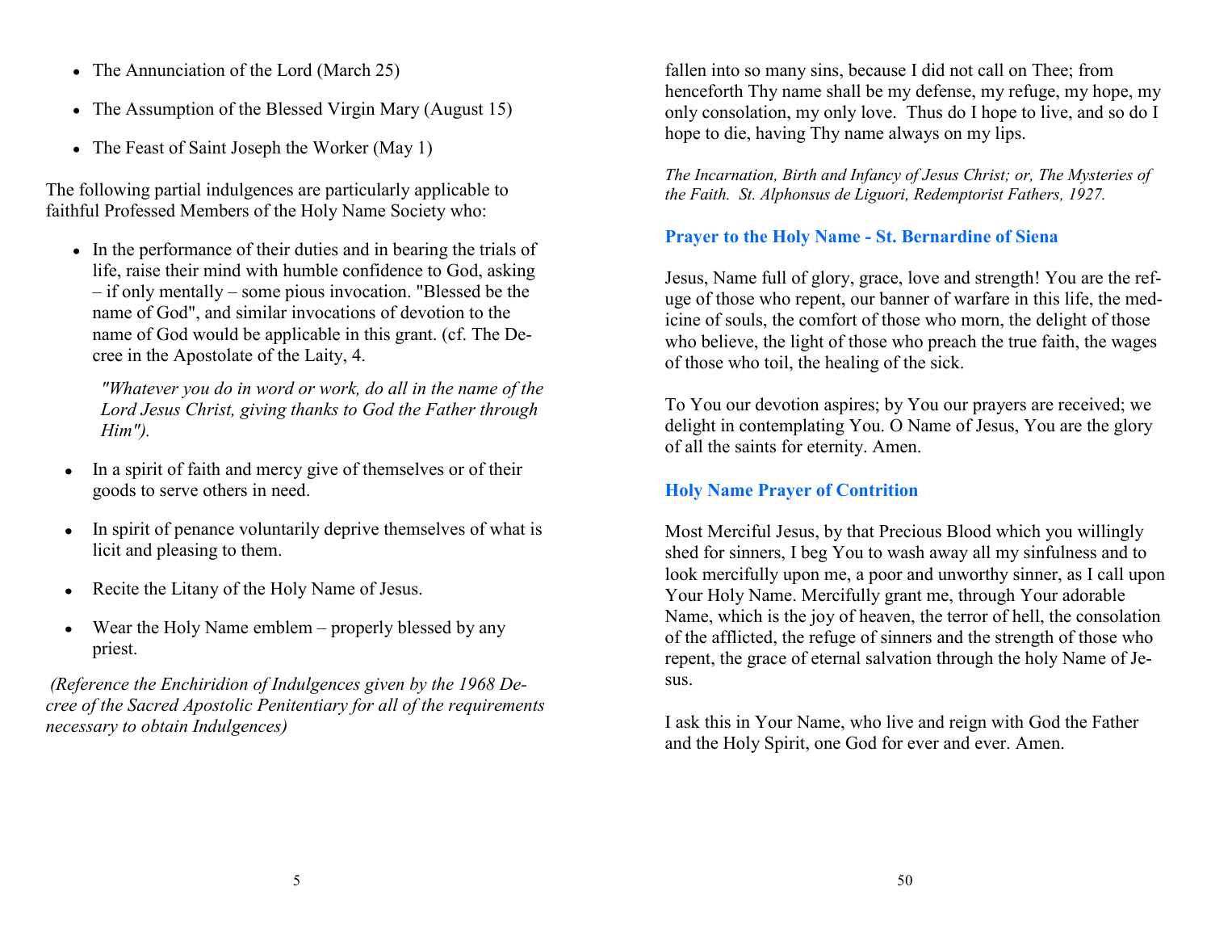- The Annunciation of the Lord (March 25)
- The Assumption of the Blessed Virgin Mary (August 15)
- The Feast of Saint Joseph the Worker (May 1)

The following partial indulgences are particularly applicable to faithful Professed Members of the Holy Name Society who:

- In the performance of their duties and in bearing the trials of life, raise their mind with humble confidence to God, asking – if only mentally – some pious invocation. "Blessed be the name of God", and similar invocations of devotion to the name of God would be applicable in this grant. (cf. The Decree in the Apostolate of the Laity, 4.

  *"Whatever you do in word or work, do all in the name of the Lord Jesus Christ, giving thanks to God the Father through Him").*

- In a spirit of faith and mercy give of themselves or of their goods to serve others in need.
- In spirit of penance voluntarily deprive themselves of what is licit and pleasing to them.
- Recite the Litany of the Holy Name of Jesus.
- Wear the Holy Name emblem – properly blessed by any priest.

*(Reference the Enchiridion of Indulgences given by the 1968 Decree of the Sacred Apostolic Penitentiary for all of the requirements necessary to obtain Indulgences)*

fallen into so many sins, because I did not call on Thee; from henceforth Thy name shall be my defense, my refuge, my hope, my only consolation, my only love. Thus do I hope to live, and so do I hope to die, having Thy name always on my lips.

*The Incarnation, Birth and Infancy of Jesus Christ; or, The Mysteries of the Faith. St. Alphonsus de Liguori, Redemptorist Fathers, 1927.*

### Prayer to the Holy Name - St. Bernardine of Siena

Jesus, Name full of glory, grace, love and strength! You are the refuge of those who repent, our banner of warfare in this life, the medicine of souls, the comfort of those who morn, the delight of those who believe, the light of those who preach the true faith, the wages of those who toil, the healing of the sick.

To You our devotion aspires; by You our prayers are received; we delight in contemplating You. O Name of Jesus, You are the glory of all the saints for eternity. Amen.

### Holy Name Prayer of Contrition

Most Merciful Jesus, by that Precious Blood which you willingly shed for sinners, I beg You to wash away all my sinfulness and to look mercifully upon me, a poor and unworthy sinner, as I call upon Your Holy Name. Mercifully grant me, through Your adorable Name, which is the joy of heaven, the terror of hell, the consolation of the afflicted, the refuge of sinners and the strength of those who repent, the grace of eternal salvation through the holy Name of Jesus.

I ask this in Your Name, who live and reign with God the Father and the Holy Spirit, one God for ever and ever. Amen.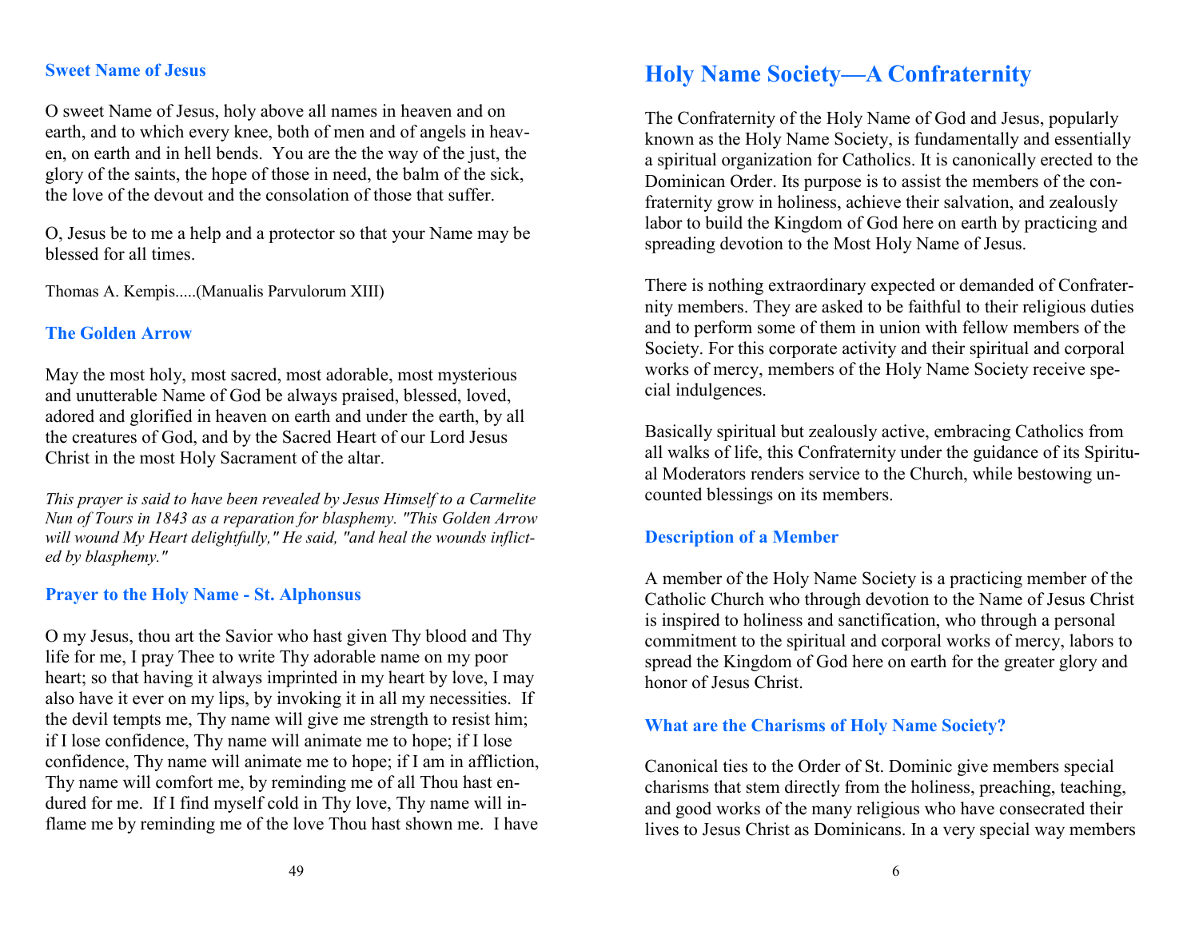### Sweet Name of Jesus

O sweet Name of Jesus, holy above all names in heaven and on earth, and to which every knee, both of men and of angels in heaven, on earth and in hell bends. You are the the way of the just, the glory of the saints, the hope of those in need, the balm of the sick, the love of the devout and the consolation of those that suffer.

O, Jesus be to me a help and a protector so that your Name may be blessed for all times.

Thomas A. Kempis.....(Manualis Parvulorum XIII)

### The Golden Arrow

May the most holy, most sacred, most adorable, most mysterious and unutterable Name of God be always praised, blessed, loved, adored and glorified in heaven on earth and under the earth, by all the creatures of God, and by the Sacred Heart of our Lord Jesus Christ in the most Holy Sacrament of the altar.

*This prayer is said to have been revealed by Jesus Himself to a Carmelite Nun of Tours in 1843 as a reparation for blasphemy. "This Golden Arrow will wound My Heart delightfully," He said, "and heal the wounds inflicted by blasphemy."*

### Prayer to the Holy Name - St. Alphonsus

O my Jesus, thou art the Savior who hast given Thy blood and Thy life for me, I pray Thee to write Thy adorable name on my poor heart; so that having it always imprinted in my heart by love, I may also have it ever on my lips, by invoking it in all my necessities. If the devil tempts me, Thy name will give me strength to resist him; if I lose confidence, Thy name will animate me to hope; if I lose confidence, Thy name will animate me to hope; if I am in affliction, Thy name will comfort me, by reminding me of all Thou hast endured for me. If I find myself cold in Thy love, Thy name will inflame me by reminding me of the love Thou hast shown me. I have

# Holy Name Society—A Confraternity

The Confraternity of the Holy Name of God and Jesus, popularly known as the Holy Name Society, is fundamentally and essentially a spiritual organization for Catholics. It is canonically erected to the Dominican Order. Its purpose is to assist the members of the confraternity grow in holiness, achieve their salvation, and zealously labor to build the Kingdom of God here on earth by practicing and spreading devotion to the Most Holy Name of Jesus.

There is nothing extraordinary expected or demanded of Confraternity members. They are asked to be faithful to their religious duties and to perform some of them in union with fellow members of the Society. For this corporate activity and their spiritual and corporal works of mercy, members of the Holy Name Society receive special indulgences.

Basically spiritual but zealously active, embracing Catholics from all walks of life, this Confraternity under the guidance of its Spiritual Moderators renders service to the Church, while bestowing uncounted blessings on its members.

### Description of a Member

A member of the Holy Name Society is a practicing member of the Catholic Church who through devotion to the Name of Jesus Christ is inspired to holiness and sanctification, who through a personal commitment to the spiritual and corporal works of mercy, labors to spread the Kingdom of God here on earth for the greater glory and honor of Jesus Christ.

### What are the Charisms of Holy Name Society?

Canonical ties to the Order of St. Dominic give members special charisms that stem directly from the holiness, preaching, teaching, and good works of the many religious who have consecrated their lives to Jesus Christ as Dominicans. In a very special way members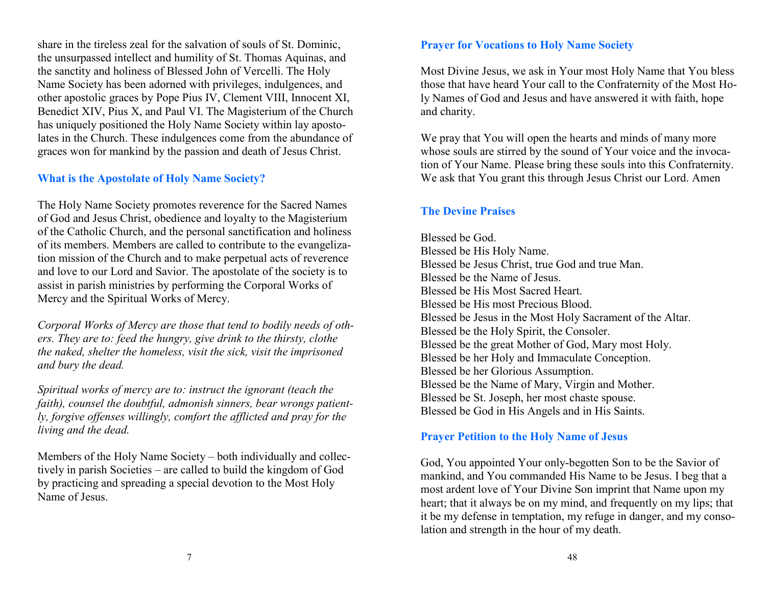share in the tireless zeal for the salvation of souls of St. Dominic, the unsurpassed intellect and humility of St. Thomas Aquinas, and the sanctity and holiness of Blessed John of Vercelli. The Holy Name Society has been adorned with privileges, indulgences, and other apostolic graces by Pope Pius IV, Clement VIII, Innocent XI, Benedict XIV, Pius X, and Paul VI. The Magisterium of the Church has uniquely positioned the Holy Name Society within lay apostolates in the Church. These indulgences come from the abundance of graces won for mankind by the passion and death of Jesus Christ.

### What is the Apostolate of Holy Name Society?

The Holy Name Society promotes reverence for the Sacred Names of God and Jesus Christ, obedience and loyalty to the Magisterium of the Catholic Church, and the personal sanctification and holiness of its members. Members are called to contribute to the evangelization mission of the Church and to make perpetual acts of reverence and love to our Lord and Savior. The apostolate of the society is to assist in parish ministries by performing the Corporal Works of Mercy and the Spiritual Works of Mercy.

*Corporal Works of Mercy are those that tend to bodily needs of others. They are to: feed the hungry, give drink to the thirsty, clothe the naked, shelter the homeless, visit the sick, visit the imprisoned and bury the dead.*

*Spiritual works of mercy are to: instruct the ignorant (teach the faith), counsel the doubtful, admonish sinners, bear wrongs patiently, forgive offenses willingly, comfort the afflicted and pray for the living and the dead.*

Members of the Holy Name Society – both individually and collectively in parish Societies – are called to build the kingdom of God by practicing and spreading a special devotion to the Most Holy Name of Jesus.

### Prayer for Vocations to Holy Name Society

Most Divine Jesus, we ask in Your most Holy Name that You bless those that have heard Your call to the Confraternity of the Most Holy Names of God and Jesus and have answered it with faith, hope and charity.

We pray that You will open the hearts and minds of many more whose souls are stirred by the sound of Your voice and the invocation of Your Name. Please bring these souls into this Confraternity. We ask that You grant this through Jesus Christ our Lord. Amen

### The Devine Praises

Blessed be God.  
Blessed be His Holy Name.  
Blessed be Jesus Christ, true God and true Man.  
Blessed be the Name of Jesus.  
Blessed be His Most Sacred Heart.  
Blessed be His most Precious Blood.  
Blessed be Jesus in the Most Holy Sacrament of the Altar.  
Blessed be the Holy Spirit, the Consoler.  
Blessed be the great Mother of God, Mary most Holy.  
Blessed be her Holy and Immaculate Conception.  
Blessed be her Glorious Assumption.  
Blessed be the Name of Mary, Virgin and Mother.  
Blessed be St. Joseph, her most chaste spouse.  
Blessed be God in His Angels and in His Saints.

### Prayer Petition to the Holy Name of Jesus

God, You appointed Your only-begotten Son to be the Savior of mankind, and You commanded His Name to be Jesus. I beg that a most ardent love of Your Divine Son imprint that Name upon my heart; that it always be on my mind, and frequently on my lips; that it be my defense in temptation, my refuge in danger, and my consolation and strength in the hour of my death.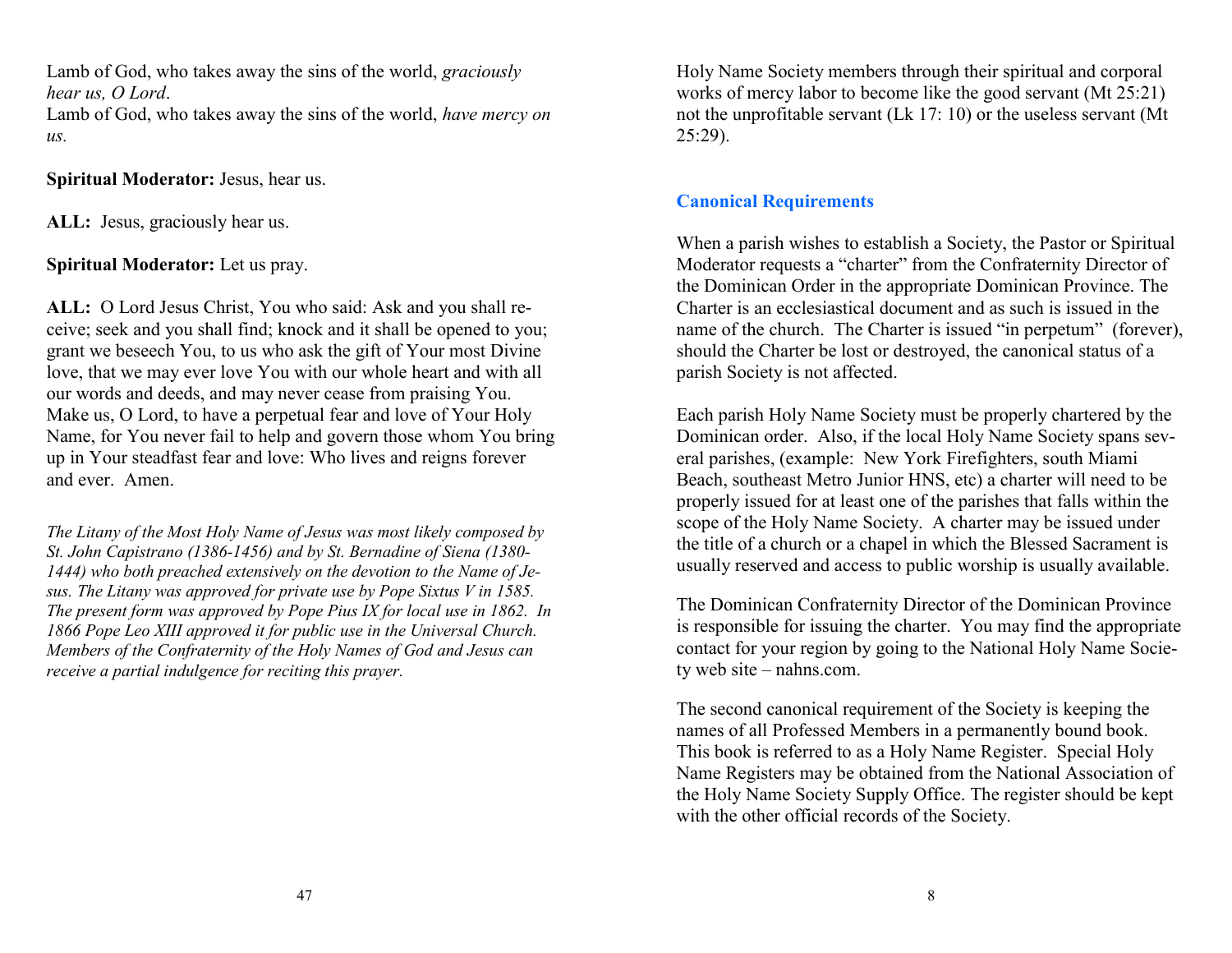Lamb of God, who takes away the sins of the world, *graciously hear us, O Lord*.
Lamb of God, who takes away the sins of the world, *have mercy on us*.

**Spiritual Moderator:** Jesus, hear us.

**ALL:** Jesus, graciously hear us.

**Spiritual Moderator:** Let us pray.

**ALL:** O Lord Jesus Christ, You who said: Ask and you shall receive; seek and you shall find; knock and it shall be opened to you; grant we beseech You, to us who ask the gift of Your most Divine love, that we may ever love You with our whole heart and with all our words and deeds, and may never cease from praising You. Make us, O Lord, to have a perpetual fear and love of Your Holy Name, for You never fail to help and govern those whom You bring up in Your steadfast fear and love: Who lives and reigns forever and ever. Amen.

*The Litany of the Most Holy Name of Jesus was most likely composed by St. John Capistrano (1386-1456) and by St. Bernadine of Siena (1380-1444) who both preached extensively on the devotion to the Name of Jesus. The Litany was approved for private use by Pope Sixtus V in 1585. The present form was approved by Pope Pius IX for local use in 1862. In 1866 Pope Leo XIII approved it for public use in the Universal Church. Members of the Confraternity of the Holy Names of God and Jesus can receive a partial indulgence for reciting this prayer.*

Holy Name Society members through their spiritual and corporal works of mercy labor to become like the good servant (Mt 25:21) not the unprofitable servant (Lk 17: 10) or the useless servant (Mt 25:29).

## Canonical Requirements

When a parish wishes to establish a Society, the Pastor or Spiritual Moderator requests a "charter" from the Confraternity Director of the Dominican Order in the appropriate Dominican Province. The Charter is an ecclesiastical document and as such is issued in the name of the church. The Charter is issued "in perpetum" (forever), should the Charter be lost or destroyed, the canonical status of a parish Society is not affected.

Each parish Holy Name Society must be properly chartered by the Dominican order. Also, if the local Holy Name Society spans several parishes, (example: New York Firefighters, south Miami Beach, southeast Metro Junior HNS, etc) a charter will need to be properly issued for at least one of the parishes that falls within the scope of the Holy Name Society. A charter may be issued under the title of a church or a chapel in which the Blessed Sacrament is usually reserved and access to public worship is usually available.

The Dominican Confraternity Director of the Dominican Province is responsible for issuing the charter. You may find the appropriate contact for your region by going to the National Holy Name Society web site – nahns.com.

The second canonical requirement of the Society is keeping the names of all Professed Members in a permanently bound book. This book is referred to as a Holy Name Register. Special Holy Name Registers may be obtained from the National Association of the Holy Name Society Supply Office. The register should be kept with the other official records of the Society.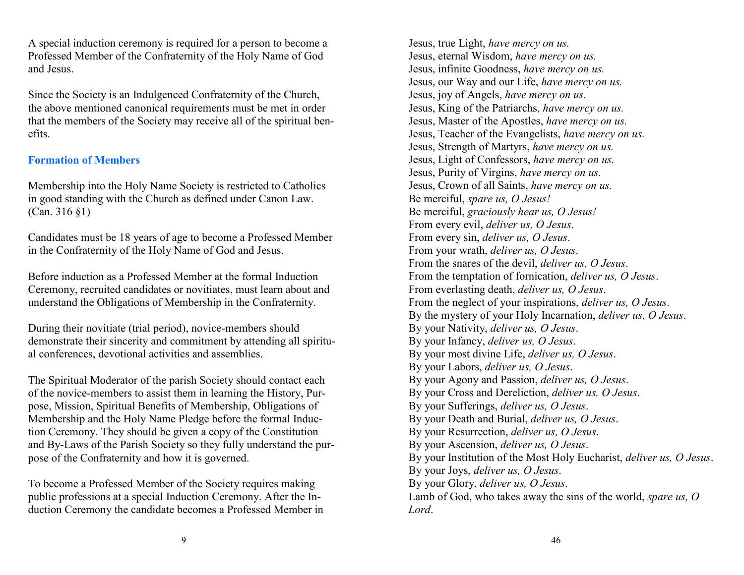A special induction ceremony is required for a person to become a Professed Member of the Confraternity of the Holy Name of God and Jesus.

Since the Society is an Indulgenced Confraternity of the Church, the above mentioned canonical requirements must be met in order that the members of the Society may receive all of the spiritual benefits.

### Formation of Members

Membership into the Holy Name Society is restricted to Catholics in good standing with the Church as defined under Canon Law. (Can. 316 §1)

Candidates must be 18 years of age to become a Professed Member in the Confraternity of the Holy Name of God and Jesus.

Before induction as a Professed Member at the formal Induction Ceremony, recruited candidates or novitiates, must learn about and understand the Obligations of Membership in the Confraternity.

During their novitiate (trial period), novice-members should demonstrate their sincerity and commitment by attending all spiritual conferences, devotional activities and assemblies.

The Spiritual Moderator of the parish Society should contact each of the novice-members to assist them in learning the History, Purpose, Mission, Spiritual Benefits of Membership, Obligations of Membership and the Holy Name Pledge before the formal Induction Ceremony. They should be given a copy of the Constitution and By-Laws of the Parish Society so they fully understand the purpose of the Confraternity and how it is governed.

To become a Professed Member of the Society requires making public professions at a special Induction Ceremony. After the Induction Ceremony the candidate becomes a Professed Member in

Jesus, true Light, *have mercy on us.*
Jesus, eternal Wisdom, *have mercy on us.*
Jesus, infinite Goodness, *have mercy on us.*
Jesus, our Way and our Life, *have mercy on us.*
Jesus, joy of Angels, *have mercy on us.*
Jesus, King of the Patriarchs, *have mercy on us.*
Jesus, Master of the Apostles, *have mercy on us.*
Jesus, Teacher of the Evangelists, *have mercy on us.*
Jesus, Strength of Martyrs, *have mercy on us.*
Jesus, Light of Confessors, *have mercy on us.*
Jesus, Purity of Virgins, *have mercy on us.*
Jesus, Crown of all Saints, *have mercy on us.*
Be merciful, *spare us, O Jesus!*
Be merciful, *graciously hear us, O Jesus!*
From every evil, *deliver us, O Jesus*.
From every sin, *deliver us, O Jesus*.
From your wrath, *deliver us, O Jesus*.
From the snares of the devil, *deliver us, O Jesus*.
From the temptation of fornication, *deliver us, O Jesus*.
From everlasting death, *deliver us, O Jesus*.
From the neglect of your inspirations, *deliver us, O Jesus*.
By the mystery of your Holy Incarnation, *deliver us, O Jesus*.
By your Nativity, *deliver us, O Jesus*.
By your Infancy, *deliver us, O Jesus*.
By your most divine Life, *deliver us, O Jesus*.
By your Labors, *deliver us, O Jesus*.
By your Agony and Passion, *deliver us, O Jesus*.
By your Cross and Dereliction, *deliver us, O Jesus*.
By your Sufferings, *deliver us, O Jesus*.
By your Death and Burial, *deliver us, O Jesus*.
By your Resurrection, *deliver us, O Jesus*.
By your Ascension, *deliver us, O Jesus*.
By your Institution of the Most Holy Eucharist, *deliver us, O Jesus*.
By your Joys, *deliver us, O Jesus*.
By your Glory, *deliver us, O Jesus*.
Lamb of God, who takes away the sins of the world, *spare us, O Lord*.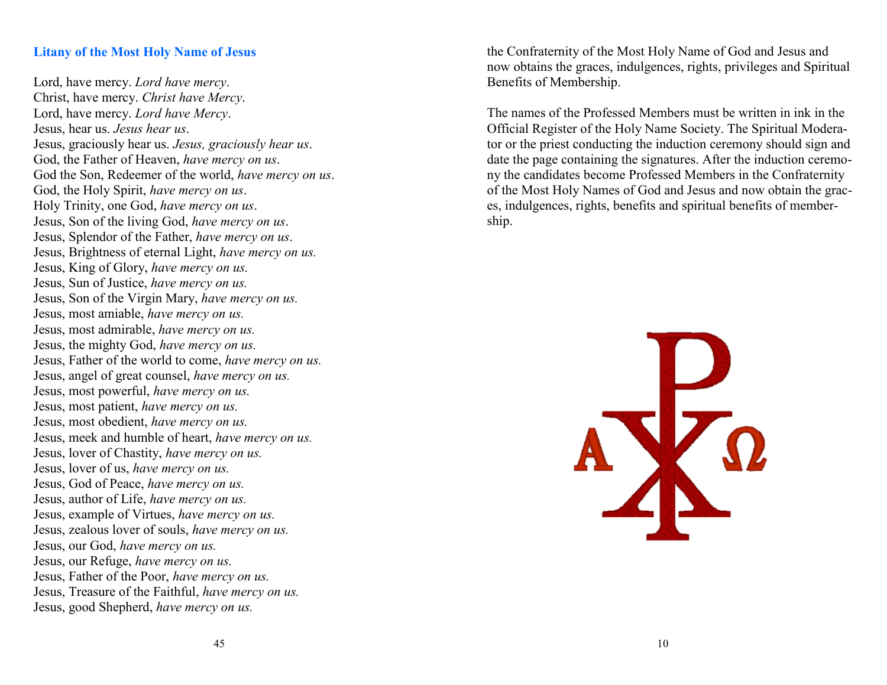### Litany of the Most Holy Name of Jesus

Lord, have mercy. *Lord have mercy*.
Christ, have mercy. *Christ have Mercy*.
Lord, have mercy. *Lord have Mercy*.
Jesus, hear us. *Jesus hear us*.
Jesus, graciously hear us. *Jesus, graciously hear us*.
God, the Father of Heaven, *have mercy on us*.
God the Son, Redeemer of the world, *have mercy on us*.
God, the Holy Spirit, *have mercy on us*.
Holy Trinity, one God, *have mercy on us*.
Jesus, Son of the living God, *have mercy on us*.
Jesus, Splendor of the Father, *have mercy on us*.
Jesus, Brightness of eternal Light, *have mercy on us.*
Jesus, King of Glory, *have mercy on us.*
Jesus, Sun of Justice, *have mercy on us.*
Jesus, Son of the Virgin Mary, *have mercy on us.*
Jesus, most amiable, *have mercy on us.*
Jesus, most admirable, *have mercy on us.*
Jesus, the mighty God, *have mercy on us.*
Jesus, Father of the world to come, *have mercy on us.*
Jesus, angel of great counsel, *have mercy on us.*
Jesus, most powerful, *have mercy on us.*
Jesus, most patient, *have mercy on us.*
Jesus, most obedient, *have mercy on us.*
Jesus, meek and humble of heart, *have mercy on us.*
Jesus, lover of Chastity, *have mercy on us.*
Jesus, lover of us, *have mercy on us.*
Jesus, God of Peace, *have mercy on us.*
Jesus, author of Life, *have mercy on us.*
Jesus, example of Virtues, *have mercy on us.*
Jesus, zealous lover of souls, *have mercy on us.*
Jesus, our God, *have mercy on us.*
Jesus, our Refuge, *have mercy on us.*
Jesus, Father of the Poor, *have mercy on us.*
Jesus, Treasure of the Faithful, *have mercy on us.*
Jesus, good Shepherd, *have mercy on us.*

the Confraternity of the Most Holy Name of God and Jesus and now obtains the graces, indulgences, rights, privileges and Spiritual Benefits of Membership.

The names of the Professed Members must be written in ink in the Official Register of the Holy Name Society. The Spiritual Moderator or the priest conducting the induction ceremony should sign and date the page containing the signatures. After the induction ceremony the candidates become Professed Members in the Confraternity of the Most Holy Names of God and Jesus and now obtain the graces, indulgences, rights, benefits and spiritual benefits of membership.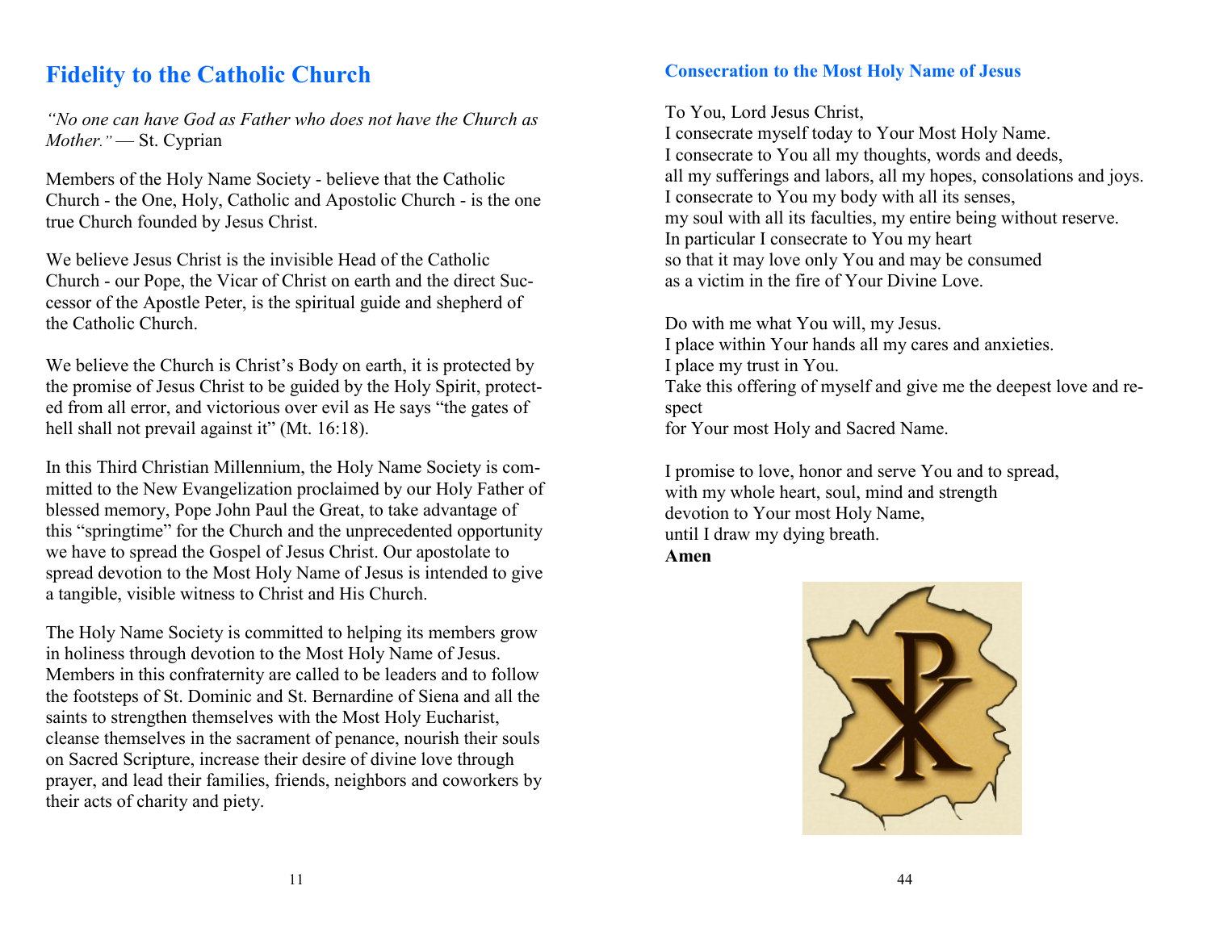# Fidelity to the Catholic Church

*"No one can have God as Father who does not have the Church as Mother."* — St. Cyprian

Members of the Holy Name Society - believe that the Catholic Church - the One, Holy, Catholic and Apostolic Church - is the one true Church founded by Jesus Christ.

We believe Jesus Christ is the invisible Head of the Catholic Church - our Pope, the Vicar of Christ on earth and the direct Successor of the Apostle Peter, is the spiritual guide and shepherd of the Catholic Church.

We believe the Church is Christ's Body on earth, it is protected by the promise of Jesus Christ to be guided by the Holy Spirit, protected from all error, and victorious over evil as He says "the gates of hell shall not prevail against it" (Mt. 16:18).

In this Third Christian Millennium, the Holy Name Society is committed to the New Evangelization proclaimed by our Holy Father of blessed memory, Pope John Paul the Great, to take advantage of this "springtime" for the Church and the unprecedented opportunity we have to spread the Gospel of Jesus Christ. Our apostolate to spread devotion to the Most Holy Name of Jesus is intended to give a tangible, visible witness to Christ and His Church.

The Holy Name Society is committed to helping its members grow in holiness through devotion to the Most Holy Name of Jesus. Members in this confraternity are called to be leaders and to follow the footsteps of St. Dominic and St. Bernardine of Siena and all the saints to strengthen themselves with the Most Holy Eucharist, cleanse themselves in the sacrament of penance, nourish their souls on Sacred Scripture, increase their desire of divine love through prayer, and lead their families, friends, neighbors and coworkers by their acts of charity and piety.

### Consecration to the Most Holy Name of Jesus

To You, Lord Jesus Christ,
I consecrate myself today to Your Most Holy Name.
I consecrate to You all my thoughts, words and deeds,
all my sufferings and labors, all my hopes, consolations and joys.
I consecrate to You my body with all its senses,
my soul with all its faculties, my entire being without reserve.
In particular I consecrate to You my heart
so that it may love only You and may be consumed
as a victim in the fire of Your Divine Love.

Do with me what You will, my Jesus.
I place within Your hands all my cares and anxieties.
I place my trust in You.
Take this offering of myself and give me the deepest love and respect
for Your most Holy and Sacred Name.

I promise to love, honor and serve You and to spread,
with my whole heart, soul, mind and strength
devotion to Your most Holy Name,
until I draw my dying breath.
**Amen**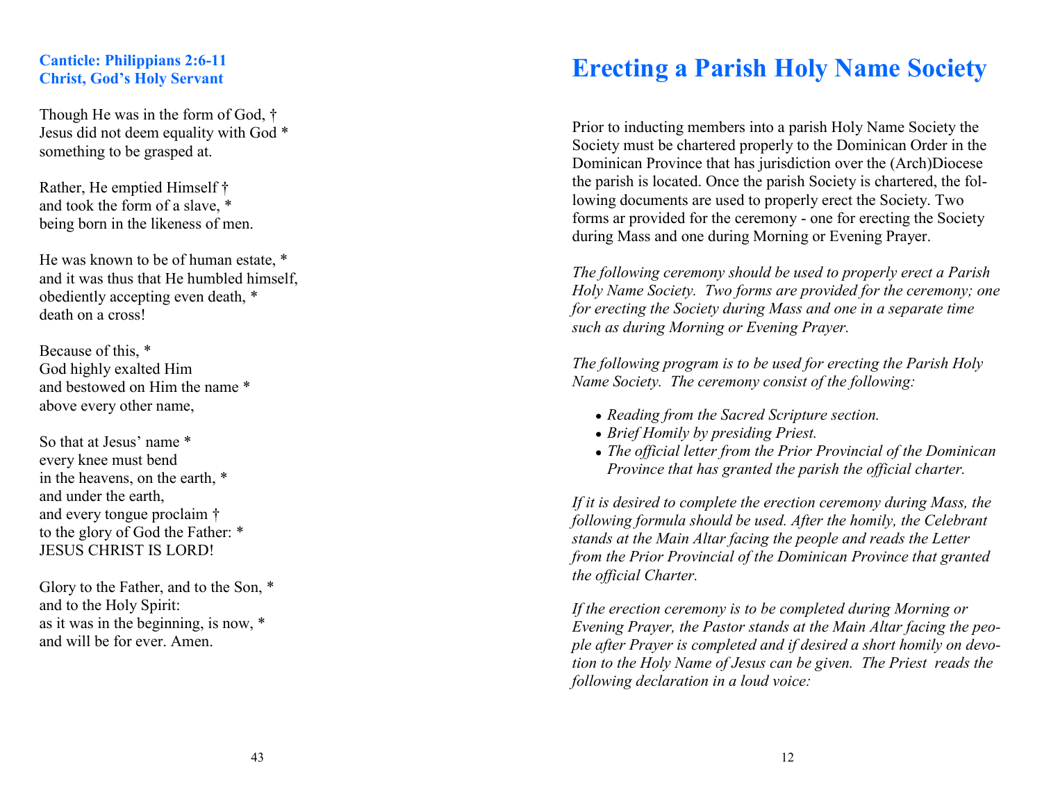### Canticle: Philippians 2:6-11
### Christ, God's Holy Servant

Though He was in the form of God, †
Jesus did not deem equality with God *
something to be grasped at.

Rather, He emptied Himself †
and took the form of a slave, *
being born in the likeness of men.

He was known to be of human estate, *
and it was thus that He humbled himself,
obediently accepting even death, *
death on a cross!

Because of this, *
God highly exalted Him
and bestowed on Him the name *
above every other name,

So that at Jesus' name *
every knee must bend
in the heavens, on the earth, *
and under the earth,
and every tongue proclaim †
to the glory of God the Father: *
JESUS CHRIST IS LORD!

Glory to the Father, and to the Son, *
and to the Holy Spirit:
as it was in the beginning, is now, *
and will be for ever. Amen.

# Erecting a Parish Holy Name Society

Prior to inducting members into a parish Holy Name Society the Society must be chartered properly to the Dominican Order in the Dominican Province that has jurisdiction over the (Arch)Diocese the parish is located. Once the parish Society is chartered, the following documents are used to properly erect the Society. Two forms ar provided for the ceremony - one for erecting the Society during Mass and one during Morning or Evening Prayer.

*The following ceremony should be used to properly erect a Parish Holy Name Society. Two forms are provided for the ceremony; one for erecting the Society during Mass and one in a separate time such as during Morning or Evening Prayer.*

*The following program is to be used for erecting the Parish Holy Name Society. The ceremony consist of the following:*

- *Reading from the Sacred Scripture section.*
- *Brief Homily by presiding Priest.*
- *The official letter from the Prior Provincial of the Dominican Province that has granted the parish the official charter.*

*If it is desired to complete the erection ceremony during Mass, the following formula should be used. After the homily, the Celebrant stands at the Main Altar facing the people and reads the Letter from the Prior Provincial of the Dominican Province that granted the official Charter.*

*If the erection ceremony is to be completed during Morning or Evening Prayer, the Pastor stands at the Main Altar facing the people after Prayer is completed and if desired a short homily on devotion to the Holy Name of Jesus can be given. The Priest reads the following declaration in a loud voice:*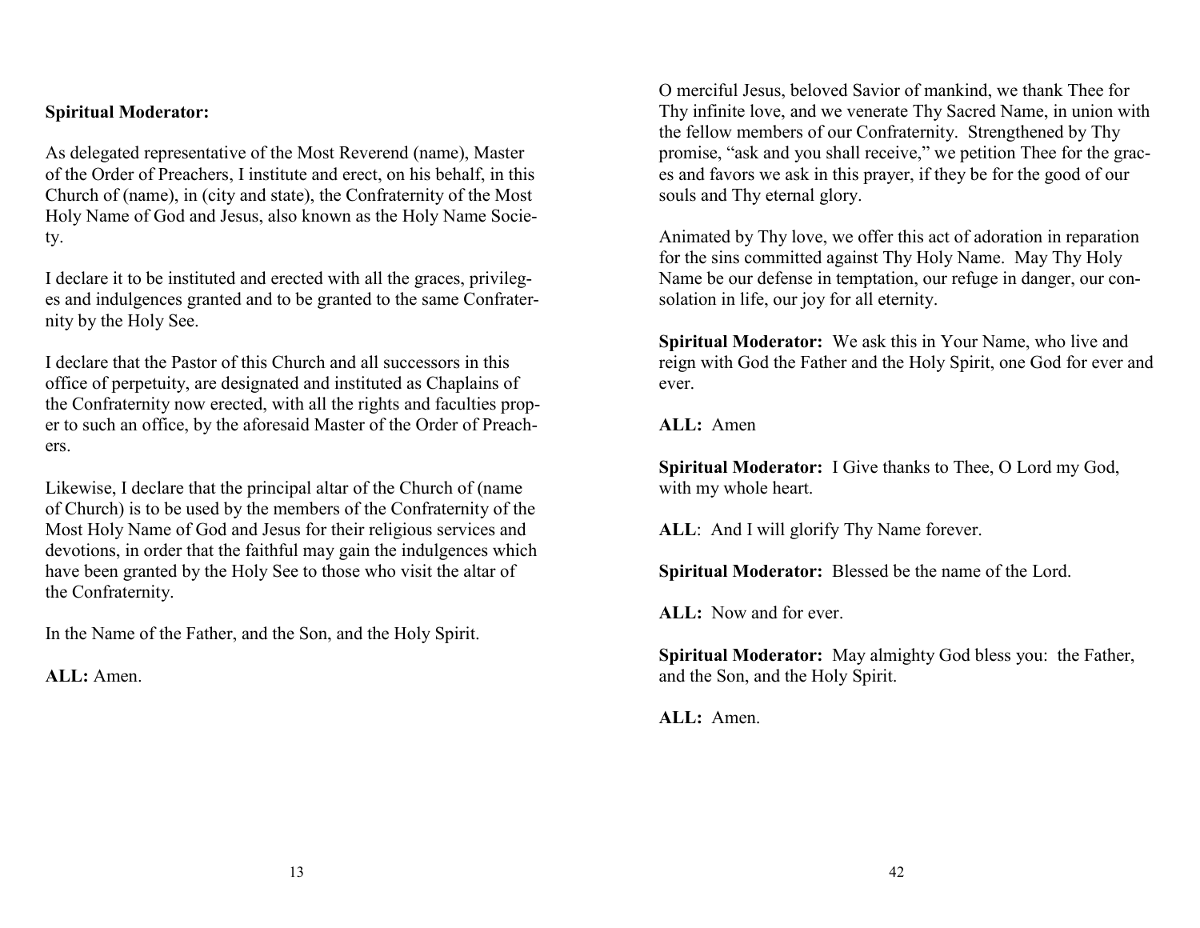**Spiritual Moderator:**

As delegated representative of the Most Reverend (name), Master of the Order of Preachers, I institute and erect, on his behalf, in this Church of (name), in (city and state), the Confraternity of the Most Holy Name of God and Jesus, also known as the Holy Name Society.

I declare it to be instituted and erected with all the graces, privileges and indulgences granted and to be granted to the same Confraternity by the Holy See.

I declare that the Pastor of this Church and all successors in this office of perpetuity, are designated and instituted as Chaplains of the Confraternity now erected, with all the rights and faculties proper to such an office, by the aforesaid Master of the Order of Preachers.

Likewise, I declare that the principal altar of the Church of (name of Church) is to be used by the members of the Confraternity of the Most Holy Name of God and Jesus for their religious services and devotions, in order that the faithful may gain the indulgences which have been granted by the Holy See to those who visit the altar of the Confraternity.

In the Name of the Father, and the Son, and the Holy Spirit.

**ALL:** Amen.

O merciful Jesus, beloved Savior of mankind, we thank Thee for Thy infinite love, and we venerate Thy Sacred Name, in union with the fellow members of our Confraternity. Strengthened by Thy promise, "ask and you shall receive," we petition Thee for the graces and favors we ask in this prayer, if they be for the good of our souls and Thy eternal glory.

Animated by Thy love, we offer this act of adoration in reparation for the sins committed against Thy Holy Name. May Thy Holy Name be our defense in temptation, our refuge in danger, our consolation in life, our joy for all eternity.

**Spiritual Moderator:** We ask this in Your Name, who live and reign with God the Father and the Holy Spirit, one God for ever and ever.

**ALL:** Amen

**Spiritual Moderator:** I Give thanks to Thee, O Lord my God, with my whole heart.

**ALL**: And I will glorify Thy Name forever.

**Spiritual Moderator:** Blessed be the name of the Lord.

**ALL:** Now and for ever.

**Spiritual Moderator:** May almighty God bless you: the Father, and the Son, and the Holy Spirit.

**ALL:** Amen.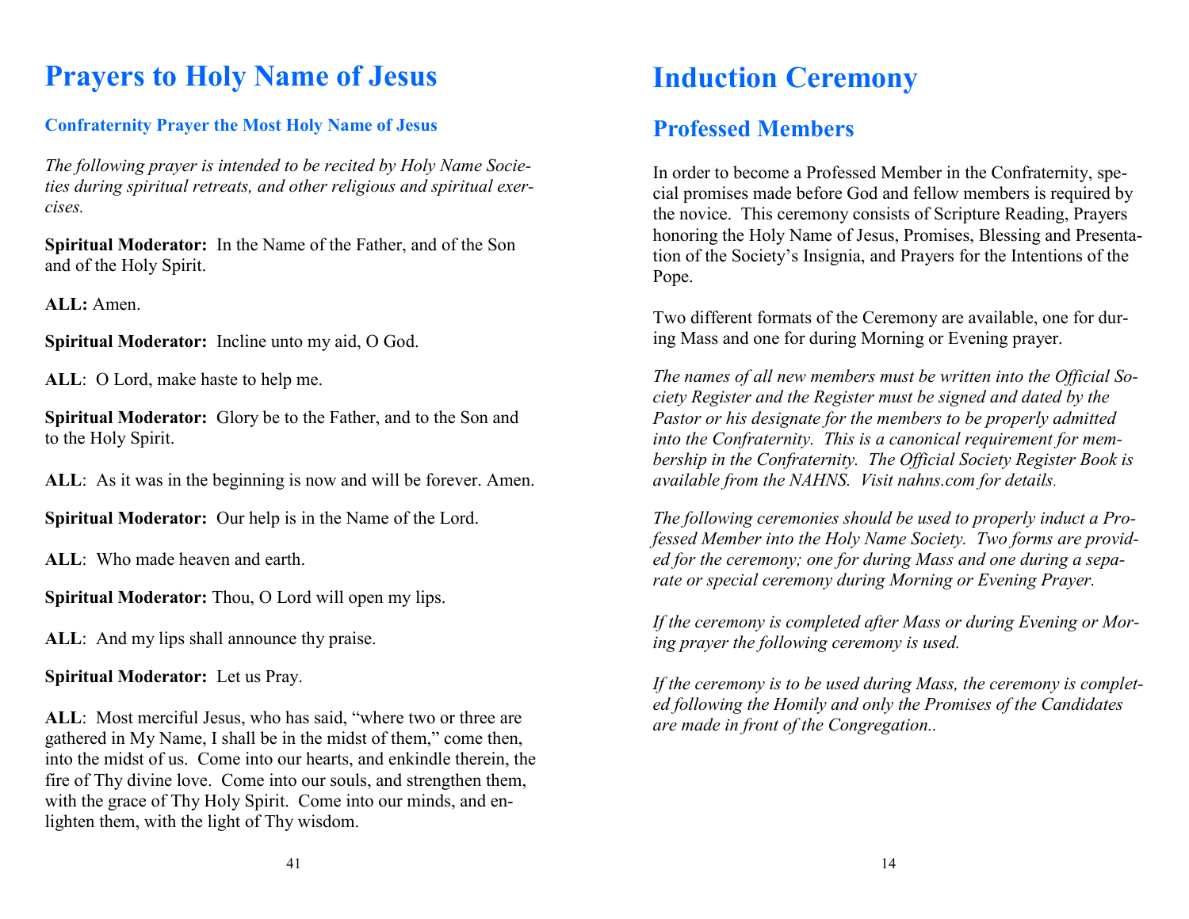# Prayers to Holy Name of Jesus

### Confraternity Prayer the Most Holy Name of Jesus

*The following prayer is intended to be recited by Holy Name Societies during spiritual retreats, and other religious and spiritual exercises.*

**Spiritual Moderator:** In the Name of the Father, and of the Son and of the Holy Spirit.

**ALL:** Amen.

**Spiritual Moderator:** Incline unto my aid, O God.

**ALL**: O Lord, make haste to help me.

**Spiritual Moderator:** Glory be to the Father, and to the Son and to the Holy Spirit.

**ALL**: As it was in the beginning is now and will be forever. Amen.

**Spiritual Moderator:** Our help is in the Name of the Lord.

**ALL**: Who made heaven and earth.

**Spiritual Moderator:** Thou, O Lord will open my lips.

**ALL**: And my lips shall announce thy praise.

**Spiritual Moderator:** Let us Pray.

**ALL**: Most merciful Jesus, who has said, "where two or three are gathered in My Name, I shall be in the midst of them," come then, into the midst of us. Come into our hearts, and enkindle therein, the fire of Thy divine love. Come into our souls, and strengthen them, with the grace of Thy Holy Spirit. Come into our minds, and enlighten them, with the light of Thy wisdom.

# Induction Ceremony

## Professed Members

In order to become a Professed Member in the Confraternity, special promises made before God and fellow members is required by the novice. This ceremony consists of Scripture Reading, Prayers honoring the Holy Name of Jesus, Promises, Blessing and Presentation of the Society's Insignia, and Prayers for the Intentions of the Pope.

Two different formats of the Ceremony are available, one for during Mass and one for during Morning or Evening prayer.

*The names of all new members must be written into the Official Society Register and the Register must be signed and dated by the Pastor or his designate for the members to be properly admitted into the Confraternity. This is a canonical requirement for membership in the Confraternity. The Official Society Register Book is available from the NAHNS. Visit nahns.com for details.*

*The following ceremonies should be used to properly induct a Professed Member into the Holy Name Society. Two forms are provided for the ceremony; one for during Mass and one during a separate or special ceremony during Morning or Evening Prayer.*

*If the ceremony is completed after Mass or during Evening or Moring prayer the following ceremony is used.*

*If the ceremony is to be used during Mass, the ceremony is completed following the Homily and only the Promises of the Candidates are made in front of the Congregation..*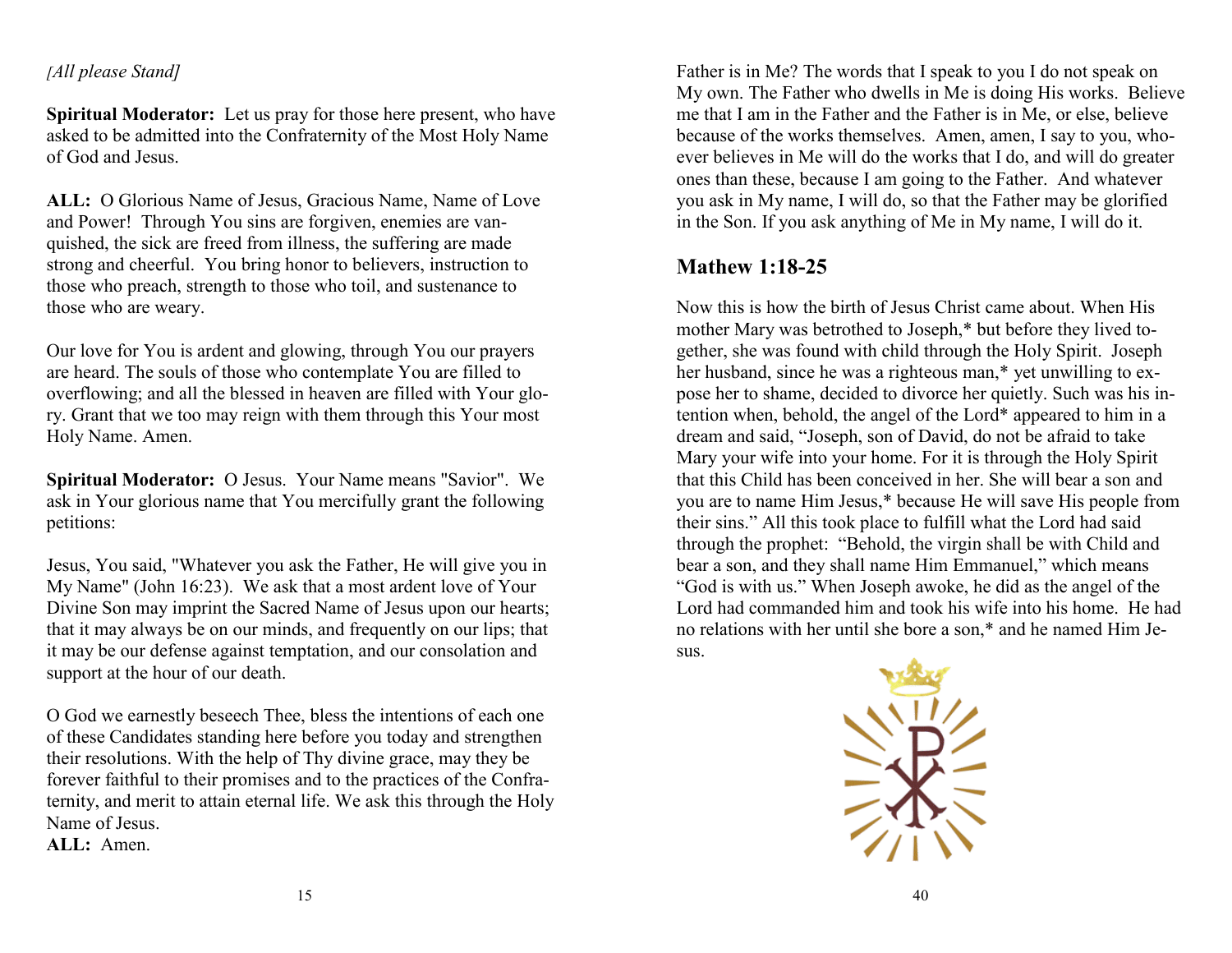*[All please Stand]*

**Spiritual Moderator:** Let us pray for those here present, who have asked to be admitted into the Confraternity of the Most Holy Name of God and Jesus.

**ALL:** O Glorious Name of Jesus, Gracious Name, Name of Love and Power! Through You sins are forgiven, enemies are vanquished, the sick are freed from illness, the suffering are made strong and cheerful. You bring honor to believers, instruction to those who preach, strength to those who toil, and sustenance to those who are weary.

Our love for You is ardent and glowing, through You our prayers are heard. The souls of those who contemplate You are filled to overflowing; and all the blessed in heaven are filled with Your glory. Grant that we too may reign with them through this Your most Holy Name. Amen.

**Spiritual Moderator:** O Jesus. Your Name means "Savior". We ask in Your glorious name that You mercifully grant the following petitions:

Jesus, You said, "Whatever you ask the Father, He will give you in My Name" (John 16:23). We ask that a most ardent love of Your Divine Son may imprint the Sacred Name of Jesus upon our hearts; that it may always be on our minds, and frequently on our lips; that it may be our defense against temptation, and our consolation and support at the hour of our death.

O God we earnestly beseech Thee, bless the intentions of each one of these Candidates standing here before you today and strengthen their resolutions. With the help of Thy divine grace, may they be forever faithful to their promises and to the practices of the Confraternity, and merit to attain eternal life. We ask this through the Holy Name of Jesus.
**ALL:** Amen.

Father is in Me? The words that I speak to you I do not speak on My own. The Father who dwells in Me is doing His works. Believe me that I am in the Father and the Father is in Me, or else, believe because of the works themselves. Amen, amen, I say to you, whoever believes in Me will do the works that I do, and will do greater ones than these, because I am going to the Father. And whatever you ask in My name, I will do, so that the Father may be glorified in the Son. If you ask anything of Me in My name, I will do it.

## Mathew 1:18-25

Now this is how the birth of Jesus Christ came about. When His mother Mary was betrothed to Joseph,* but before they lived together, she was found with child through the Holy Spirit. Joseph her husband, since he was a righteous man,* yet unwilling to expose her to shame, decided to divorce her quietly. Such was his intention when, behold, the angel of the Lord* appeared to him in a dream and said, "Joseph, son of David, do not be afraid to take Mary your wife into your home. For it is through the Holy Spirit that this Child has been conceived in her. She will bear a son and you are to name Him Jesus,* because He will save His people from their sins." All this took place to fulfill what the Lord had said through the prophet: "Behold, the virgin shall be with Child and bear a son, and they shall name Him Emmanuel," which means "God is with us." When Joseph awoke, he did as the angel of the Lord had commanded him and took his wife into his home. He had no relations with her until she bore a son,* and he named Him Jesus.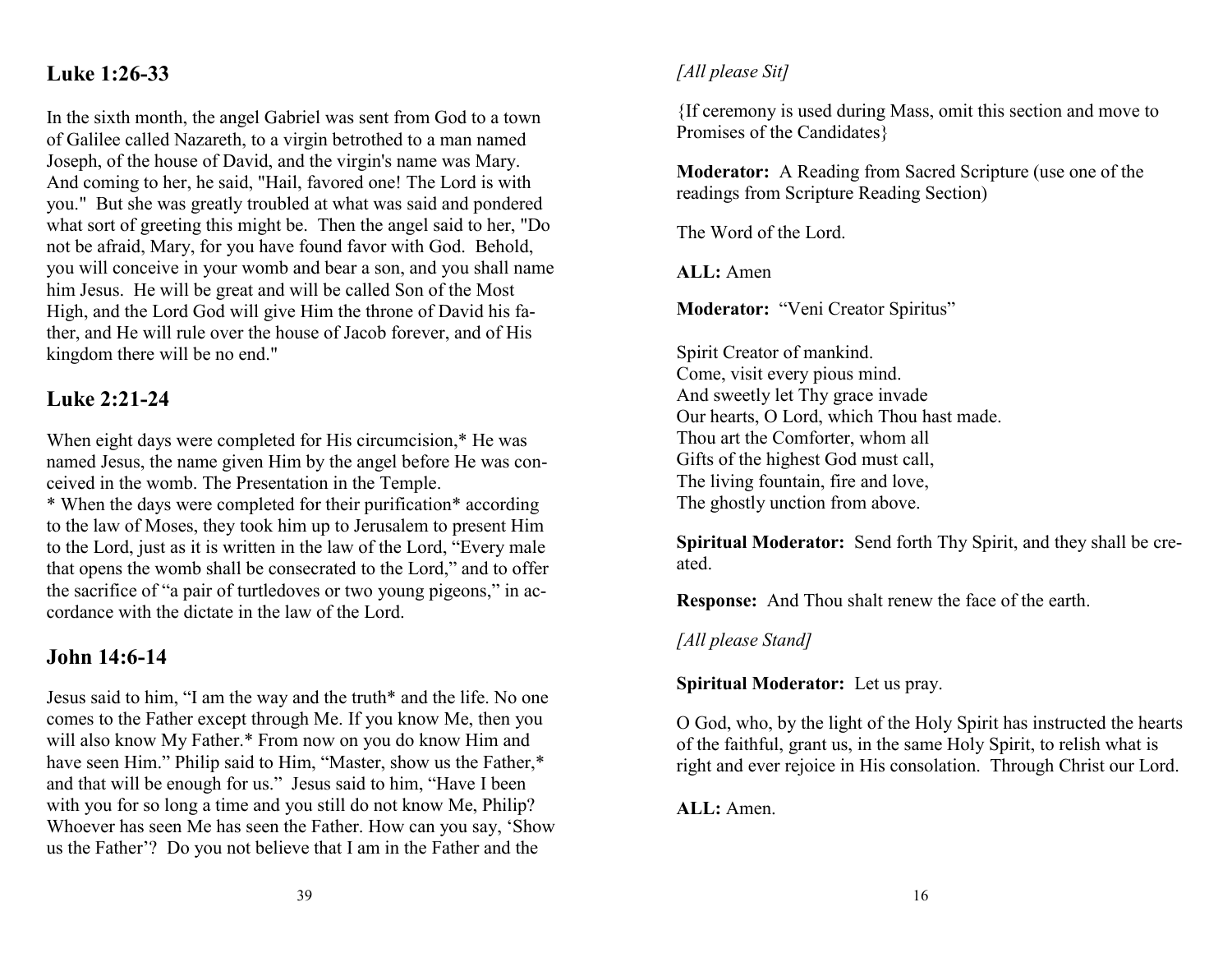## Luke 1:26-33

In the sixth month, the angel Gabriel was sent from God to a town of Galilee called Nazareth, to a virgin betrothed to a man named Joseph, of the house of David, and the virgin's name was Mary. And coming to her, he said, "Hail, favored one! The Lord is with you." But she was greatly troubled at what was said and pondered what sort of greeting this might be. Then the angel said to her, "Do not be afraid, Mary, for you have found favor with God. Behold, you will conceive in your womb and bear a son, and you shall name him Jesus. He will be great and will be called Son of the Most High, and the Lord God will give Him the throne of David his father, and He will rule over the house of Jacob forever, and of His kingdom there will be no end."

## Luke 2:21-24

When eight days were completed for His circumcision,* He was named Jesus, the name given Him by the angel before He was conceived in the womb. The Presentation in the Temple.
* When the days were completed for their purification* according to the law of Moses, they took him up to Jerusalem to present Him to the Lord, just as it is written in the law of the Lord, "Every male that opens the womb shall be consecrated to the Lord," and to offer the sacrifice of "a pair of turtledoves or two young pigeons," in accordance with the dictate in the law of the Lord.

## John 14:6-14

Jesus said to him, "I am the way and the truth* and the life. No one comes to the Father except through Me. If you know Me, then you will also know My Father.* From now on you do know Him and have seen Him." Philip said to Him, "Master, show us the Father,* and that will be enough for us." Jesus said to him, "Have I been with you for so long a time and you still do not know Me, Philip? Whoever has seen Me has seen the Father. How can you say, 'Show us the Father'? Do you not believe that I am in the Father and the

*[All please Sit]*

{If ceremony is used during Mass, omit this section and move to Promises of the Candidates}

**Moderator:** A Reading from Sacred Scripture (use one of the readings from Scripture Reading Section)

The Word of the Lord.

**ALL:** Amen

**Moderator:** "Veni Creator Spiritus"

Spirit Creator of mankind.
Come, visit every pious mind.
And sweetly let Thy grace invade
Our hearts, O Lord, which Thou hast made.
Thou art the Comforter, whom all
Gifts of the highest God must call,
The living fountain, fire and love,
The ghostly unction from above.

**Spiritual Moderator:** Send forth Thy Spirit, and they shall be created.

**Response:** And Thou shalt renew the face of the earth.

*[All please Stand]*

**Spiritual Moderator:** Let us pray.

O God, who, by the light of the Holy Spirit has instructed the hearts of the faithful, grant us, in the same Holy Spirit, to relish what is right and ever rejoice in His consolation. Through Christ our Lord.

**ALL:** Amen.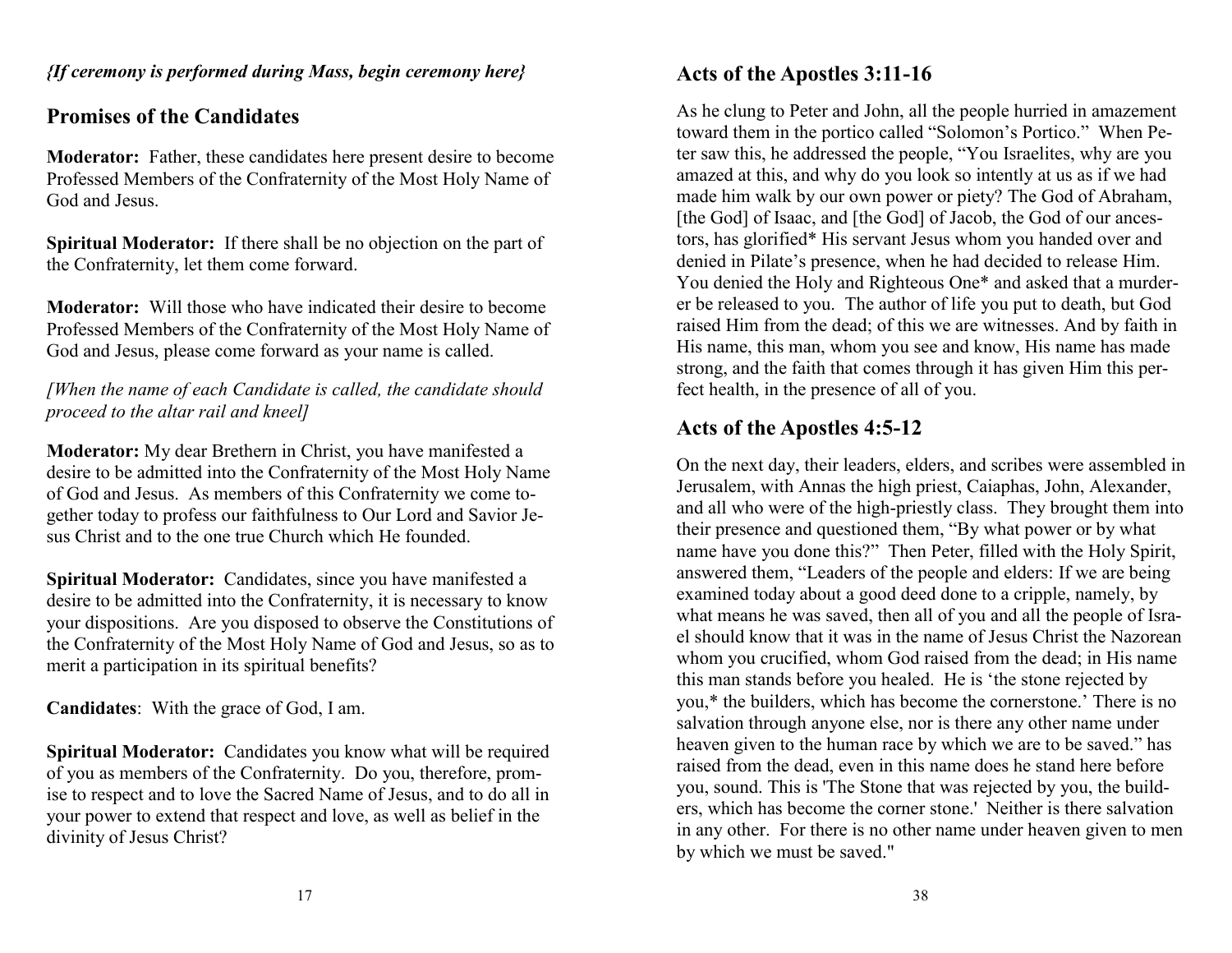*{If ceremony is performed during Mass, begin ceremony here}*

## Promises of the Candidates

**Moderator:** Father, these candidates here present desire to become Professed Members of the Confraternity of the Most Holy Name of God and Jesus.

**Spiritual Moderator:** If there shall be no objection on the part of the Confraternity, let them come forward.

**Moderator:** Will those who have indicated their desire to become Professed Members of the Confraternity of the Most Holy Name of God and Jesus, please come forward as your name is called.

*[When the name of each Candidate is called, the candidate should proceed to the altar rail and kneel]*

**Moderator:** My dear Brethern in Christ, you have manifested a desire to be admitted into the Confraternity of the Most Holy Name of God and Jesus. As members of this Confraternity we come together today to profess our faithfulness to Our Lord and Savior Jesus Christ and to the one true Church which He founded.

**Spiritual Moderator:** Candidates, since you have manifested a desire to be admitted into the Confraternity, it is necessary to know your dispositions. Are you disposed to observe the Constitutions of the Confraternity of the Most Holy Name of God and Jesus, so as to merit a participation in its spiritual benefits?

**Candidates**: With the grace of God, I am.

**Spiritual Moderator:** Candidates you know what will be required of you as members of the Confraternity. Do you, therefore, promise to respect and to love the Sacred Name of Jesus, and to do all in your power to extend that respect and love, as well as belief in the divinity of Jesus Christ?

## Acts of the Apostles 3:11-16

As he clung to Peter and John, all the people hurried in amazement toward them in the portico called "Solomon's Portico." When Peter saw this, he addressed the people, "You Israelites, why are you amazed at this, and why do you look so intently at us as if we had made him walk by our own power or piety? The God of Abraham, [the God] of Isaac, and [the God] of Jacob, the God of our ancestors, has glorified* His servant Jesus whom you handed over and denied in Pilate's presence, when he had decided to release Him. You denied the Holy and Righteous One* and asked that a murderer be released to you. The author of life you put to death, but God raised Him from the dead; of this we are witnesses. And by faith in His name, this man, whom you see and know, His name has made strong, and the faith that comes through it has given Him this perfect health, in the presence of all of you.

## Acts of the Apostles 4:5-12

On the next day, their leaders, elders, and scribes were assembled in Jerusalem, with Annas the high priest, Caiaphas, John, Alexander, and all who were of the high-priestly class. They brought them into their presence and questioned them, "By what power or by what name have you done this?" Then Peter, filled with the Holy Spirit, answered them, "Leaders of the people and elders: If we are being examined today about a good deed done to a cripple, namely, by what means he was saved, then all of you and all the people of Israel should know that it was in the name of Jesus Christ the Nazorean whom you crucified, whom God raised from the dead; in His name this man stands before you healed. He is 'the stone rejected by you,* the builders, which has become the cornerstone.' There is no salvation through anyone else, nor is there any other name under heaven given to the human race by which we are to be saved." has raised from the dead, even in this name does he stand here before you, sound. This is 'The Stone that was rejected by you, the builders, which has become the corner stone.' Neither is there salvation in any other. For there is no other name under heaven given to men by which we must be saved."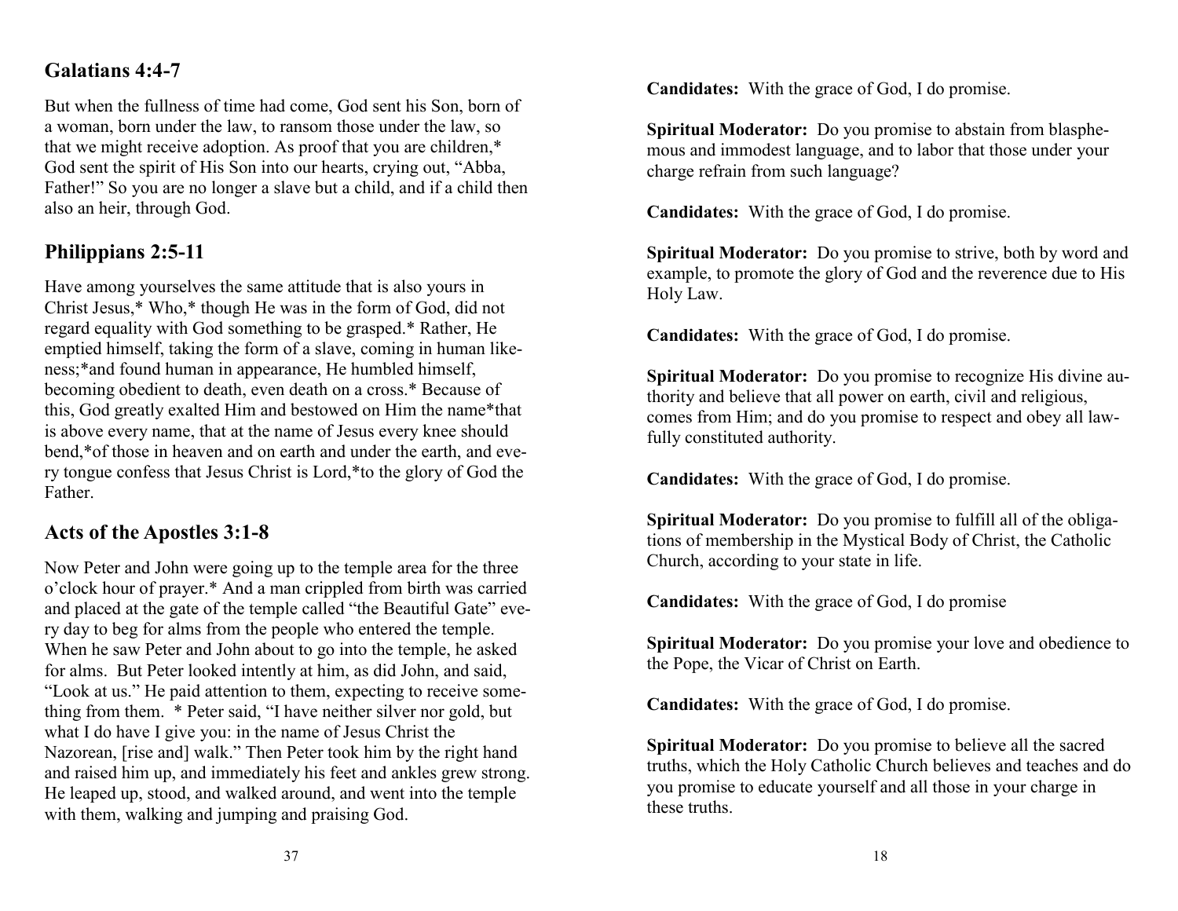## Galatians 4:4-7

But when the fullness of time had come, God sent his Son, born of a woman, born under the law, to ransom those under the law, so that we might receive adoption. As proof that you are children,* God sent the spirit of His Son into our hearts, crying out, "Abba, Father!" So you are no longer a slave but a child, and if a child then also an heir, through God.

## Philippians 2:5-11

Have among yourselves the same attitude that is also yours in Christ Jesus,* Who,* though He was in the form of God, did not regard equality with God something to be grasped.* Rather, He emptied himself, taking the form of a slave, coming in human likeness;*and found human in appearance, He humbled himself, becoming obedient to death, even death on a cross.* Because of this, God greatly exalted Him and bestowed on Him the name*that is above every name, that at the name of Jesus every knee should bend,*of those in heaven and on earth and under the earth, and every tongue confess that Jesus Christ is Lord,*to the glory of God the Father.

## Acts of the Apostles 3:1-8

Now Peter and John were going up to the temple area for the three o'clock hour of prayer.* And a man crippled from birth was carried and placed at the gate of the temple called "the Beautiful Gate" every day to beg for alms from the people who entered the temple. When he saw Peter and John about to go into the temple, he asked for alms. But Peter looked intently at him, as did John, and said, "Look at us." He paid attention to them, expecting to receive something from them. * Peter said, "I have neither silver nor gold, but what I do have I give you: in the name of Jesus Christ the Nazorean, [rise and] walk." Then Peter took him by the right hand and raised him up, and immediately his feet and ankles grew strong. He leaped up, stood, and walked around, and went into the temple with them, walking and jumping and praising God.

**Candidates:** With the grace of God, I do promise.

**Spiritual Moderator:** Do you promise to abstain from blasphemous and immodest language, and to labor that those under your charge refrain from such language?

**Candidates:** With the grace of God, I do promise.

**Spiritual Moderator:** Do you promise to strive, both by word and example, to promote the glory of God and the reverence due to His Holy Law.

**Candidates:** With the grace of God, I do promise.

**Spiritual Moderator:** Do you promise to recognize His divine authority and believe that all power on earth, civil and religious, comes from Him; and do you promise to respect and obey all lawfully constituted authority.

**Candidates:** With the grace of God, I do promise.

**Spiritual Moderator:** Do you promise to fulfill all of the obligations of membership in the Mystical Body of Christ, the Catholic Church, according to your state in life.

**Candidates:** With the grace of God, I do promise

**Spiritual Moderator:** Do you promise your love and obedience to the Pope, the Vicar of Christ on Earth.

**Candidates:** With the grace of God, I do promise.

**Spiritual Moderator:** Do you promise to believe all the sacred truths, which the Holy Catholic Church believes and teaches and do you promise to educate yourself and all those in your charge in these truths.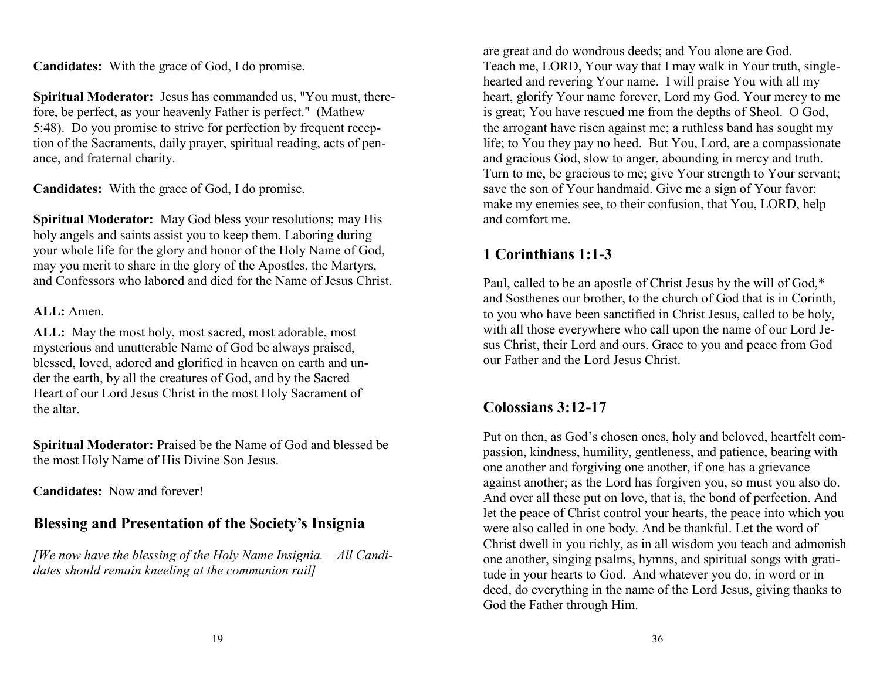**Candidates:** With the grace of God, I do promise.

**Spiritual Moderator:** Jesus has commanded us, "You must, therefore, be perfect, as your heavenly Father is perfect." (Mathew 5:48). Do you promise to strive for perfection by frequent reception of the Sacraments, daily prayer, spiritual reading, acts of penance, and fraternal charity.

**Candidates:** With the grace of God, I do promise.

**Spiritual Moderator:** May God bless your resolutions; may His holy angels and saints assist you to keep them. Laboring during your whole life for the glory and honor of the Holy Name of God, may you merit to share in the glory of the Apostles, the Martyrs, and Confessors who labored and died for the Name of Jesus Christ.

**ALL:** Amen.

**ALL:** May the most holy, most sacred, most adorable, most mysterious and unutterable Name of God be always praised, blessed, loved, adored and glorified in heaven on earth and under the earth, by all the creatures of God, and by the Sacred Heart of our Lord Jesus Christ in the most Holy Sacrament of the altar.

**Spiritual Moderator:** Praised be the Name of God and blessed be the most Holy Name of His Divine Son Jesus.

**Candidates:** Now and forever!

## Blessing and Presentation of the Society's Insignia

*[We now have the blessing of the Holy Name Insignia. – All Candidates should remain kneeling at the communion rail]*

are great and do wondrous deeds; and You alone are God. Teach me, LORD, Your way that I may walk in Your truth, single-hearted and revering Your name. I will praise You with all my heart, glorify Your name forever, Lord my God. Your mercy to me is great; You have rescued me from the depths of Sheol. O God, the arrogant have risen against me; a ruthless band has sought my life; to You they pay no heed. But You, Lord, are a compassionate and gracious God, slow to anger, abounding in mercy and truth. Turn to me, be gracious to me; give Your strength to Your servant; save the son of Your handmaid. Give me a sign of Your favor: make my enemies see, to their confusion, that You, LORD, help and comfort me.

## 1 Corinthians 1:1-3

Paul, called to be an apostle of Christ Jesus by the will of God,* and Sosthenes our brother, to the church of God that is in Corinth, to you who have been sanctified in Christ Jesus, called to be holy, with all those everywhere who call upon the name of our Lord Jesus Christ, their Lord and ours. Grace to you and peace from God our Father and the Lord Jesus Christ.

## Colossians 3:12-17

Put on then, as God's chosen ones, holy and beloved, heartfelt compassion, kindness, humility, gentleness, and patience, bearing with one another and forgiving one another, if one has a grievance against another; as the Lord has forgiven you, so must you also do. And over all these put on love, that is, the bond of perfection. And let the peace of Christ control your hearts, the peace into which you were also called in one body. And be thankful. Let the word of Christ dwell in you richly, as in all wisdom you teach and admonish one another, singing psalms, hymns, and spiritual songs with gratitude in your hearts to God. And whatever you do, in word or in deed, do everything in the name of the Lord Jesus, giving thanks to God the Father through Him.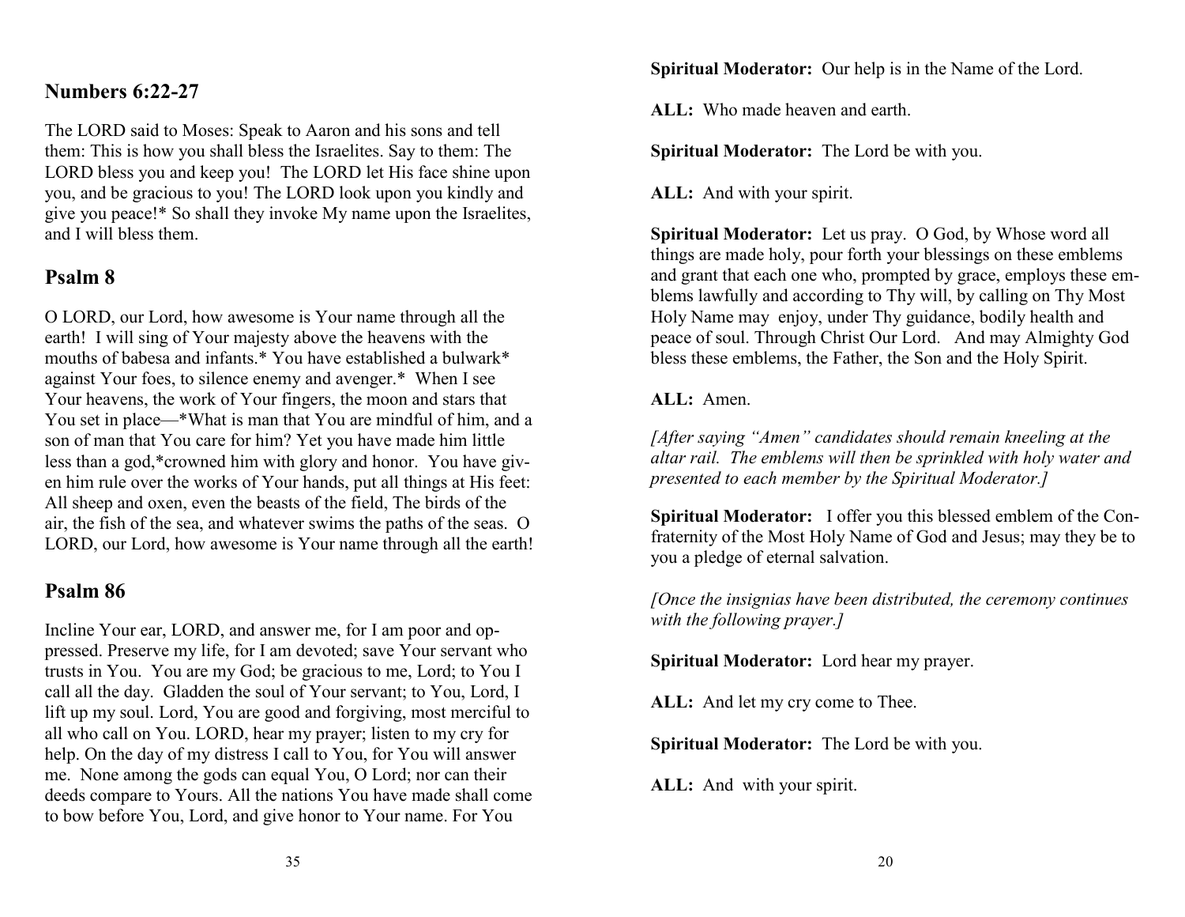## Numbers 6:22-27

The LORD said to Moses: Speak to Aaron and his sons and tell them: This is how you shall bless the Israelites. Say to them: The LORD bless you and keep you! The LORD let His face shine upon you, and be gracious to you! The LORD look upon you kindly and give you peace!* So shall they invoke My name upon the Israelites, and I will bless them.

## Psalm 8

O LORD, our Lord, how awesome is Your name through all the earth! I will sing of Your majesty above the heavens with the mouths of babesa and infants.* You have established a bulwark* against Your foes, to silence enemy and avenger.* When I see Your heavens, the work of Your fingers, the moon and stars that You set in place—*What is man that You are mindful of him, and a son of man that You care for him? Yet you have made him little less than a god,*crowned him with glory and honor. You have given him rule over the works of Your hands, put all things at His feet: All sheep and oxen, even the beasts of the field, The birds of the air, the fish of the sea, and whatever swims the paths of the seas. O LORD, our Lord, how awesome is Your name through all the earth!

## Psalm 86

Incline Your ear, LORD, and answer me, for I am poor and oppressed. Preserve my life, for I am devoted; save Your servant who trusts in You. You are my God; be gracious to me, Lord; to You I call all the day. Gladden the soul of Your servant; to You, Lord, I lift up my soul. Lord, You are good and forgiving, most merciful to all who call on You. LORD, hear my prayer; listen to my cry for help. On the day of my distress I call to You, for You will answer me. None among the gods can equal You, O Lord; nor can their deeds compare to Yours. All the nations You have made shall come to bow before You, Lord, and give honor to Your name. For You

**Spiritual Moderator:** Our help is in the Name of the Lord.

**ALL:** Who made heaven and earth.

**Spiritual Moderator:** The Lord be with you.

**ALL:** And with your spirit.

**Spiritual Moderator:** Let us pray. O God, by Whose word all things are made holy, pour forth your blessings on these emblems and grant that each one who, prompted by grace, employs these emblems lawfully and according to Thy will, by calling on Thy Most Holy Name may enjoy, under Thy guidance, bodily health and peace of soul. Through Christ Our Lord. And may Almighty God bless these emblems, the Father, the Son and the Holy Spirit.

**ALL:** Amen.

*[After saying "Amen" candidates should remain kneeling at the altar rail. The emblems will then be sprinkled with holy water and presented to each member by the Spiritual Moderator.]*

**Spiritual Moderator:** I offer you this blessed emblem of the Confraternity of the Most Holy Name of God and Jesus; may they be to you a pledge of eternal salvation.

*[Once the insignias have been distributed, the ceremony continues with the following prayer.]*

**Spiritual Moderator:** Lord hear my prayer.

**ALL:** And let my cry come to Thee.

**Spiritual Moderator:** The Lord be with you.

**ALL:** And with your spirit.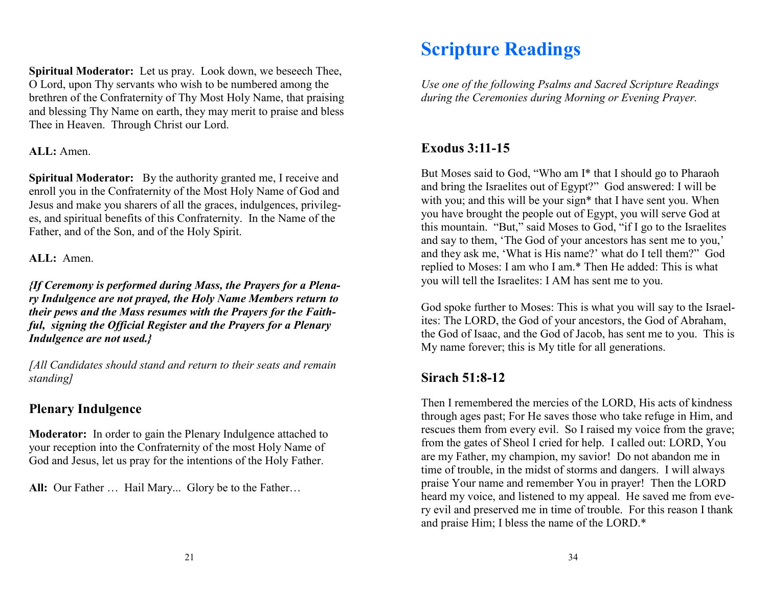**Spiritual Moderator:** Let us pray. Look down, we beseech Thee, O Lord, upon Thy servants who wish to be numbered among the brethren of the Confraternity of Thy Most Holy Name, that praising and blessing Thy Name on earth, they may merit to praise and bless Thee in Heaven. Through Christ our Lord.

**ALL:** Amen.

**Spiritual Moderator:** By the authority granted me, I receive and enroll you in the Confraternity of the Most Holy Name of God and Jesus and make you sharers of all the graces, indulgences, privileges, and spiritual benefits of this Confraternity. In the Name of the Father, and of the Son, and of the Holy Spirit.

**ALL:** Amen.

***{If Ceremony is performed during Mass, the Prayers for a Plenary Indulgence are not prayed, the Holy Name Members return to their pews and the Mass resumes with the Prayers for the Faithful, signing the Official Register and the Prayers for a Plenary Indulgence are not used.}***

*[All Candidates should stand and return to their seats and remain standing]*

## Plenary Indulgence

**Moderator:** In order to gain the Plenary Indulgence attached to your reception into the Confraternity of the most Holy Name of God and Jesus, let us pray for the intentions of the Holy Father.

**All:** Our Father … Hail Mary... Glory be to the Father…

# Scripture Readings

*Use one of the following Psalms and Sacred Scripture Readings during the Ceremonies during Morning or Evening Prayer.*

## Exodus 3:11-15

But Moses said to God, "Who am I* that I should go to Pharaoh and bring the Israelites out of Egypt?" God answered: I will be with you; and this will be your sign* that I have sent you. When you have brought the people out of Egypt, you will serve God at this mountain. "But," said Moses to God, "if I go to the Israelites and say to them, 'The God of your ancestors has sent me to you,' and they ask me, 'What is His name?' what do I tell them?" God replied to Moses: I am who I am.* Then He added: This is what you will tell the Israelites: I AM has sent me to you.

God spoke further to Moses: This is what you will say to the Israelites: The LORD, the God of your ancestors, the God of Abraham, the God of Isaac, and the God of Jacob, has sent me to you. This is My name forever; this is My title for all generations.

## Sirach 51:8-12

Then I remembered the mercies of the LORD, His acts of kindness through ages past; For He saves those who take refuge in Him, and rescues them from every evil. So I raised my voice from the grave; from the gates of Sheol I cried for help. I called out: LORD, You are my Father, my champion, my savior! Do not abandon me in time of trouble, in the midst of storms and dangers. I will always praise Your name and remember You in prayer! Then the LORD heard my voice, and listened to my appeal. He saved me from every evil and preserved me in time of trouble. For this reason I thank and praise Him; I bless the name of the LORD.*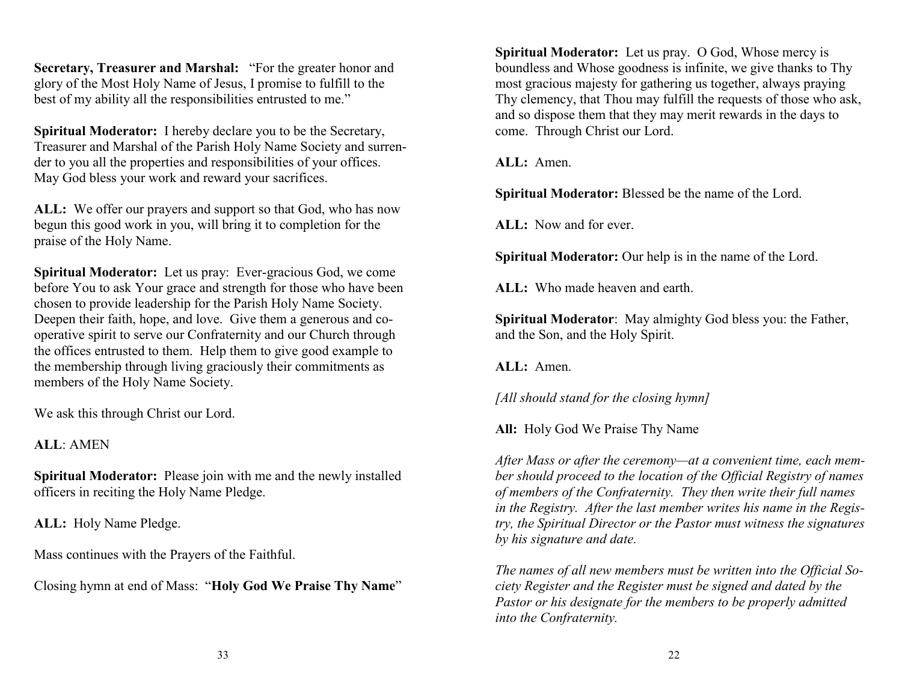**Secretary, Treasurer and Marshal:** "For the greater honor and glory of the Most Holy Name of Jesus, I promise to fulfill to the best of my ability all the responsibilities entrusted to me."

**Spiritual Moderator:** I hereby declare you to be the Secretary, Treasurer and Marshal of the Parish Holy Name Society and surrender to you all the properties and responsibilities of your offices. May God bless your work and reward your sacrifices.

**ALL:** We offer our prayers and support so that God, who has now begun this good work in you, will bring it to completion for the praise of the Holy Name.

**Spiritual Moderator:** Let us pray: Ever-gracious God, we come before You to ask Your grace and strength for those who have been chosen to provide leadership for the Parish Holy Name Society. Deepen their faith, hope, and love. Give them a generous and co-operative spirit to serve our Confraternity and our Church through the offices entrusted to them. Help them to give good example to the membership through living graciously their commitments as members of the Holy Name Society.

We ask this through Christ our Lord.

**ALL**: AMEN

**Spiritual Moderator:** Please join with me and the newly installed officers in reciting the Holy Name Pledge.

**ALL:** Holy Name Pledge.

Mass continues with the Prayers of the Faithful.

Closing hymn at end of Mass: "**Holy God We Praise Thy Name**"

**Spiritual Moderator:** Let us pray. O God, Whose mercy is boundless and Whose goodness is infinite, we give thanks to Thy most gracious majesty for gathering us together, always praying Thy clemency, that Thou may fulfill the requests of those who ask, and so dispose them that they may merit rewards in the days to come. Through Christ our Lord.

**ALL:** Amen.

**Spiritual Moderator:** Blessed be the name of the Lord.

**ALL:** Now and for ever.

**Spiritual Moderator:** Our help is in the name of the Lord.

**ALL:** Who made heaven and earth.

**Spiritual Moderator**: May almighty God bless you: the Father, and the Son, and the Holy Spirit.

**ALL:** Amen.

*[All should stand for the closing hymn]*

**All:** Holy God We Praise Thy Name

*After Mass or after the ceremony—at a convenient time, each member should proceed to the location of the Official Registry of names of members of the Confraternity. They then write their full names in the Registry. After the last member writes his name in the Registry, the Spiritual Director or the Pastor must witness the signatures by his signature and date.*

*The names of all new members must be written into the Official Society Register and the Register must be signed and dated by the Pastor or his designate for the members to be properly admitted into the Confraternity.*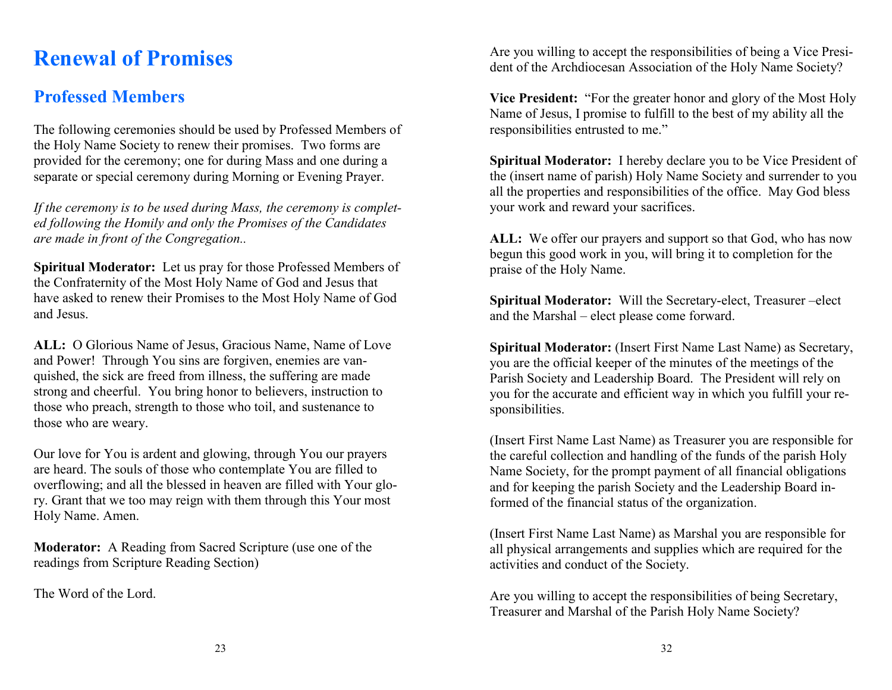# Renewal of Promises

## Professed Members

The following ceremonies should be used by Professed Members of the Holy Name Society to renew their promises. Two forms are provided for the ceremony; one for during Mass and one during a separate or special ceremony during Morning or Evening Prayer.

*If the ceremony is to be used during Mass, the ceremony is completed following the Homily and only the Promises of the Candidates are made in front of the Congregation..*

**Spiritual Moderator:** Let us pray for those Professed Members of the Confraternity of the Most Holy Name of God and Jesus that have asked to renew their Promises to the Most Holy Name of God and Jesus.

**ALL:** O Glorious Name of Jesus, Gracious Name, Name of Love and Power! Through You sins are forgiven, enemies are vanquished, the sick are freed from illness, the suffering are made strong and cheerful. You bring honor to believers, instruction to those who preach, strength to those who toil, and sustenance to those who are weary.

Our love for You is ardent and glowing, through You our prayers are heard. The souls of those who contemplate You are filled to overflowing; and all the blessed in heaven are filled with Your glory. Grant that we too may reign with them through this Your most Holy Name. Amen.

**Moderator:** A Reading from Sacred Scripture (use one of the readings from Scripture Reading Section)

The Word of the Lord.

Are you willing to accept the responsibilities of being a Vice President of the Archdiocesan Association of the Holy Name Society?

**Vice President:** "For the greater honor and glory of the Most Holy Name of Jesus, I promise to fulfill to the best of my ability all the responsibilities entrusted to me."

**Spiritual Moderator:** I hereby declare you to be Vice President of the (insert name of parish) Holy Name Society and surrender to you all the properties and responsibilities of the office. May God bless your work and reward your sacrifices.

**ALL:** We offer our prayers and support so that God, who has now begun this good work in you, will bring it to completion for the praise of the Holy Name.

**Spiritual Moderator:** Will the Secretary-elect, Treasurer –elect and the Marshal – elect please come forward.

**Spiritual Moderator:** (Insert First Name Last Name) as Secretary, you are the official keeper of the minutes of the meetings of the Parish Society and Leadership Board. The President will rely on you for the accurate and efficient way in which you fulfill your responsibilities.

(Insert First Name Last Name) as Treasurer you are responsible for the careful collection and handling of the funds of the parish Holy Name Society, for the prompt payment of all financial obligations and for keeping the parish Society and the Leadership Board informed of the financial status of the organization.

(Insert First Name Last Name) as Marshal you are responsible for all physical arrangements and supplies which are required for the activities and conduct of the Society.

Are you willing to accept the responsibilities of being Secretary, Treasurer and Marshal of the Parish Holy Name Society?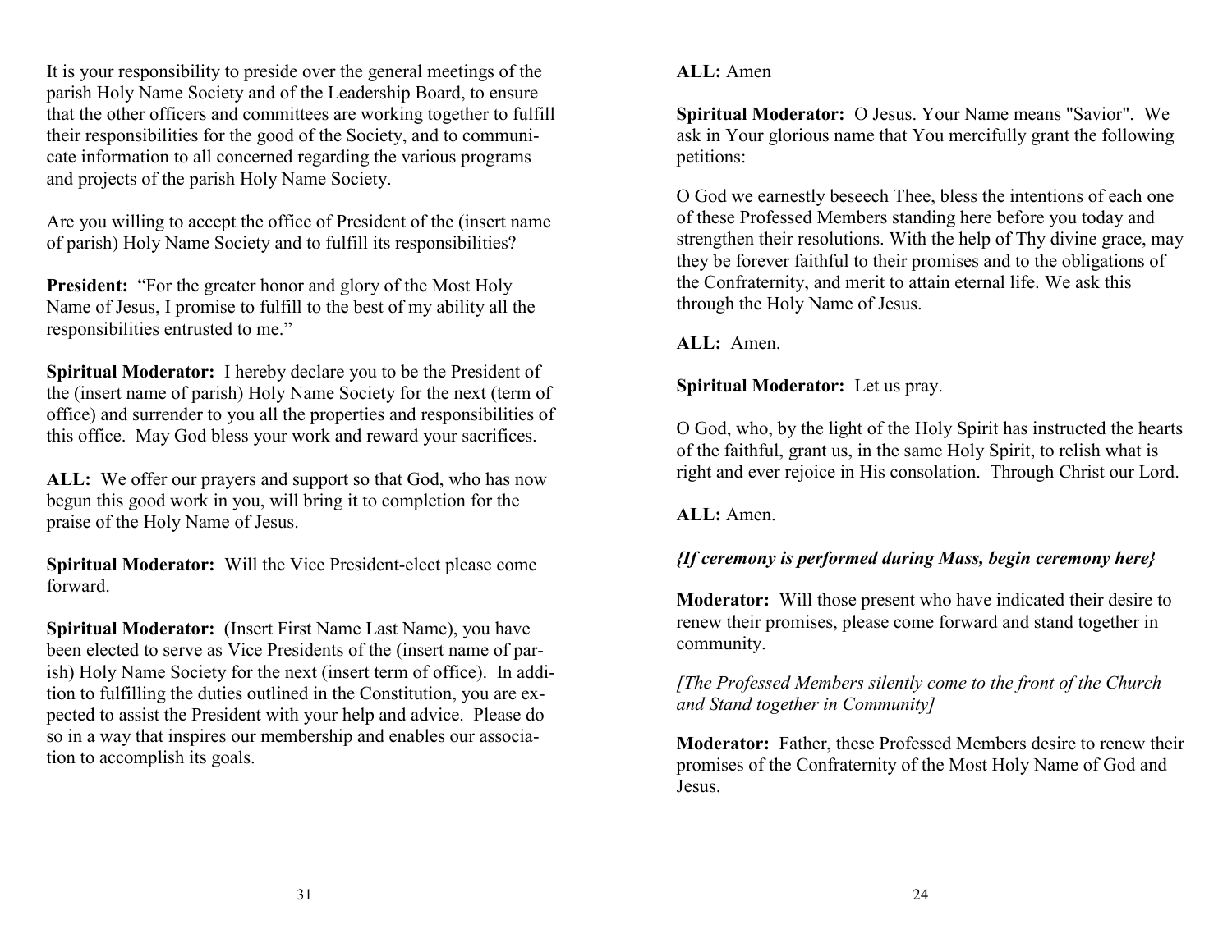It is your responsibility to preside over the general meetings of the parish Holy Name Society and of the Leadership Board, to ensure that the other officers and committees are working together to fulfill their responsibilities for the good of the Society, and to communicate information to all concerned regarding the various programs and projects of the parish Holy Name Society.

Are you willing to accept the office of President of the (insert name of parish) Holy Name Society and to fulfill its responsibilities?

**President:** "For the greater honor and glory of the Most Holy Name of Jesus, I promise to fulfill to the best of my ability all the responsibilities entrusted to me."

**Spiritual Moderator:** I hereby declare you to be the President of the (insert name of parish) Holy Name Society for the next (term of office) and surrender to you all the properties and responsibilities of this office. May God bless your work and reward your sacrifices.

**ALL:** We offer our prayers and support so that God, who has now begun this good work in you, will bring it to completion for the praise of the Holy Name of Jesus.

**Spiritual Moderator:** Will the Vice President-elect please come forward.

**Spiritual Moderator:** (Insert First Name Last Name), you have been elected to serve as Vice Presidents of the (insert name of parish) Holy Name Society for the next (insert term of office). In addition to fulfilling the duties outlined in the Constitution, you are expected to assist the President with your help and advice. Please do so in a way that inspires our membership and enables our association to accomplish its goals.

**ALL:** Amen

**Spiritual Moderator:** O Jesus. Your Name means "Savior". We ask in Your glorious name that You mercifully grant the following petitions:

O God we earnestly beseech Thee, bless the intentions of each one of these Professed Members standing here before you today and strengthen their resolutions. With the help of Thy divine grace, may they be forever faithful to their promises and to the obligations of the Confraternity, and merit to attain eternal life. We ask this through the Holy Name of Jesus.

**ALL:** Amen.

**Spiritual Moderator:** Let us pray.

O God, who, by the light of the Holy Spirit has instructed the hearts of the faithful, grant us, in the same Holy Spirit, to relish what is right and ever rejoice in His consolation. Through Christ our Lord.

**ALL:** Amen.

***{If ceremony is performed during Mass, begin ceremony here}***

**Moderator:** Will those present who have indicated their desire to renew their promises, please come forward and stand together in community.

*[The Professed Members silently come to the front of the Church and Stand together in Community]*

**Moderator:** Father, these Professed Members desire to renew their promises of the Confraternity of the Most Holy Name of God and Jesus.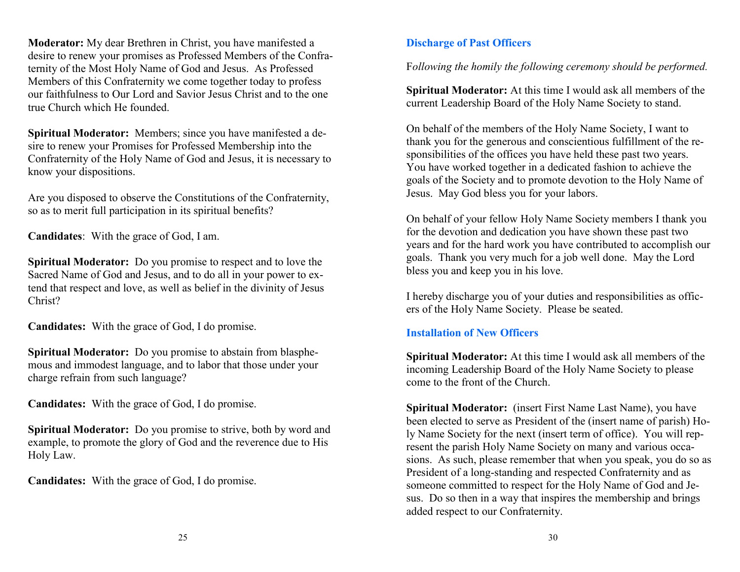**Moderator:** My dear Brethren in Christ, you have manifested a desire to renew your promises as Professed Members of the Confraternity of the Most Holy Name of God and Jesus. As Professed Members of this Confraternity we come together today to profess our faithfulness to Our Lord and Savior Jesus Christ and to the one true Church which He founded.

**Spiritual Moderator:** Members; since you have manifested a desire to renew your Promises for Professed Membership into the Confraternity of the Holy Name of God and Jesus, it is necessary to know your dispositions.

Are you disposed to observe the Constitutions of the Confraternity, so as to merit full participation in its spiritual benefits?

**Candidates**: With the grace of God, I am.

**Spiritual Moderator:** Do you promise to respect and to love the Sacred Name of God and Jesus, and to do all in your power to extend that respect and love, as well as belief in the divinity of Jesus Christ?

**Candidates:** With the grace of God, I do promise.

**Spiritual Moderator:** Do you promise to abstain from blasphemous and immodest language, and to labor that those under your charge refrain from such language?

**Candidates:** With the grace of God, I do promise.

**Spiritual Moderator:** Do you promise to strive, both by word and example, to promote the glory of God and the reverence due to His Holy Law.

**Candidates:** With the grace of God, I do promise.

## Discharge of Past Officers

*Following the homily the following ceremony should be performed.*

**Spiritual Moderator:** At this time I would ask all members of the current Leadership Board of the Holy Name Society to stand.

On behalf of the members of the Holy Name Society, I want to thank you for the generous and conscientious fulfillment of the responsibilities of the offices you have held these past two years. You have worked together in a dedicated fashion to achieve the goals of the Society and to promote devotion to the Holy Name of Jesus. May God bless you for your labors.

On behalf of your fellow Holy Name Society members I thank you for the devotion and dedication you have shown these past two years and for the hard work you have contributed to accomplish our goals. Thank you very much for a job well done. May the Lord bless you and keep you in his love.

I hereby discharge you of your duties and responsibilities as officers of the Holy Name Society. Please be seated.

## Installation of New Officers

**Spiritual Moderator:** At this time I would ask all members of the incoming Leadership Board of the Holy Name Society to please come to the front of the Church.

**Spiritual Moderator:** (insert First Name Last Name), you have been elected to serve as President of the (insert name of parish) Holy Name Society for the next (insert term of office). You will represent the parish Holy Name Society on many and various occasions. As such, please remember that when you speak, you do so as President of a long-standing and respected Confraternity and as someone committed to respect for the Holy Name of God and Jesus. Do so then in a way that inspires the membership and brings added respect to our Confraternity.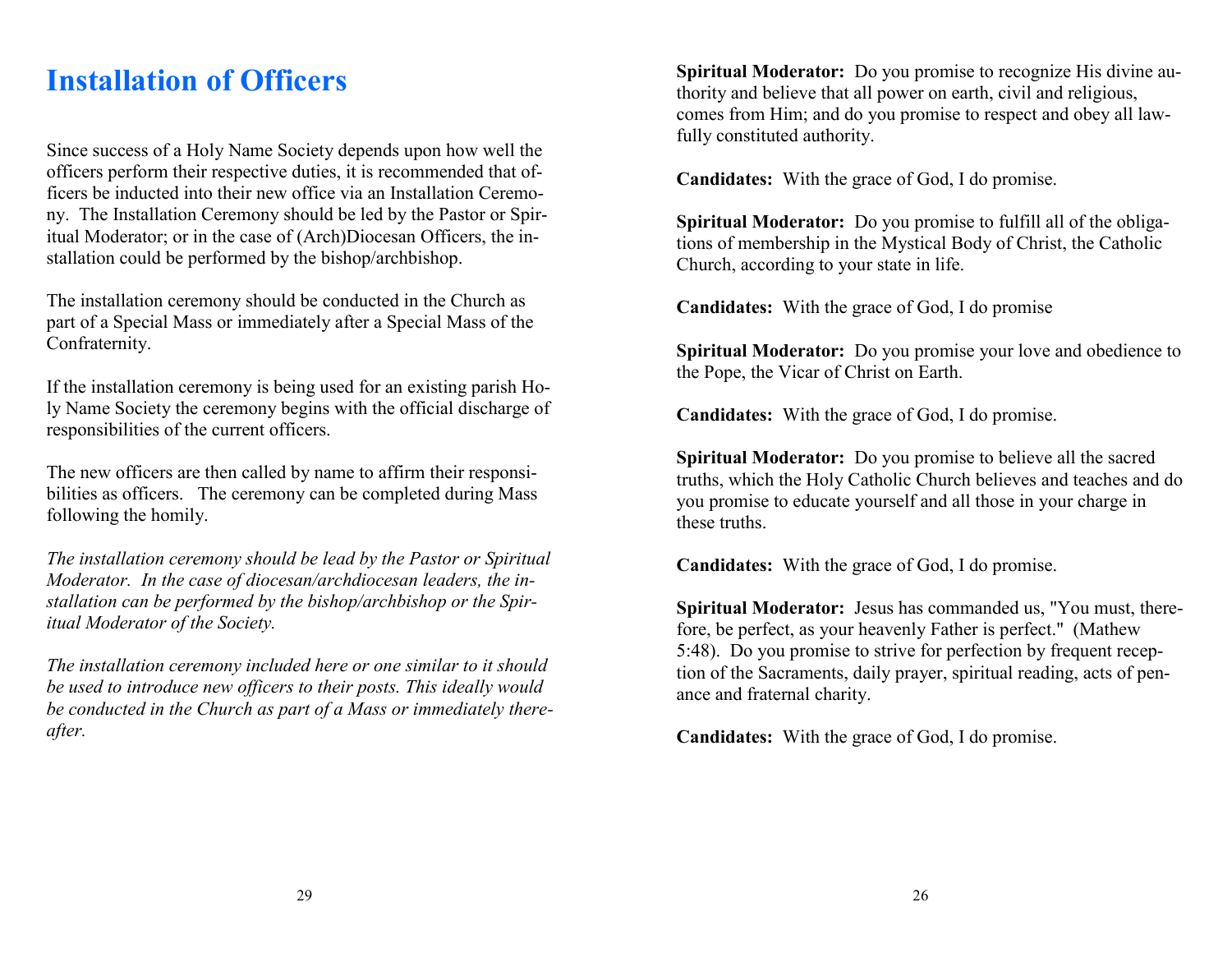# Installation of Officers

Since success of a Holy Name Society depends upon how well the officers perform their respective duties, it is recommended that officers be inducted into their new office via an Installation Ceremony. The Installation Ceremony should be led by the Pastor or Spiritual Moderator; or in the case of (Arch)Diocesan Officers, the installation could be performed by the bishop/archbishop.

The installation ceremony should be conducted in the Church as part of a Special Mass or immediately after a Special Mass of the Confraternity.

If the installation ceremony is being used for an existing parish Holy Name Society the ceremony begins with the official discharge of responsibilities of the current officers.

The new officers are then called by name to affirm their responsibilities as officers. The ceremony can be completed during Mass following the homily.

*The installation ceremony should be lead by the Pastor or Spiritual Moderator. In the case of diocesan/archdiocesan leaders, the installation can be performed by the bishop/archbishop or the Spiritual Moderator of the Society.*

*The installation ceremony included here or one similar to it should be used to introduce new officers to their posts. This ideally would be conducted in the Church as part of a Mass or immediately thereafter.*

**Spiritual Moderator:** Do you promise to recognize His divine authority and believe that all power on earth, civil and religious, comes from Him; and do you promise to respect and obey all lawfully constituted authority.

**Candidates:** With the grace of God, I do promise.

**Spiritual Moderator:** Do you promise to fulfill all of the obligations of membership in the Mystical Body of Christ, the Catholic Church, according to your state in life.

**Candidates:** With the grace of God, I do promise

**Spiritual Moderator:** Do you promise your love and obedience to the Pope, the Vicar of Christ on Earth.

**Candidates:** With the grace of God, I do promise.

**Spiritual Moderator:** Do you promise to believe all the sacred truths, which the Holy Catholic Church believes and teaches and do you promise to educate yourself and all those in your charge in these truths.

**Candidates:** With the grace of God, I do promise.

**Spiritual Moderator:** Jesus has commanded us, "You must, therefore, be perfect, as your heavenly Father is perfect." (Mathew 5:48). Do you promise to strive for perfection by frequent reception of the Sacraments, daily prayer, spiritual reading, acts of penance and fraternal charity.

**Candidates:** With the grace of God, I do promise.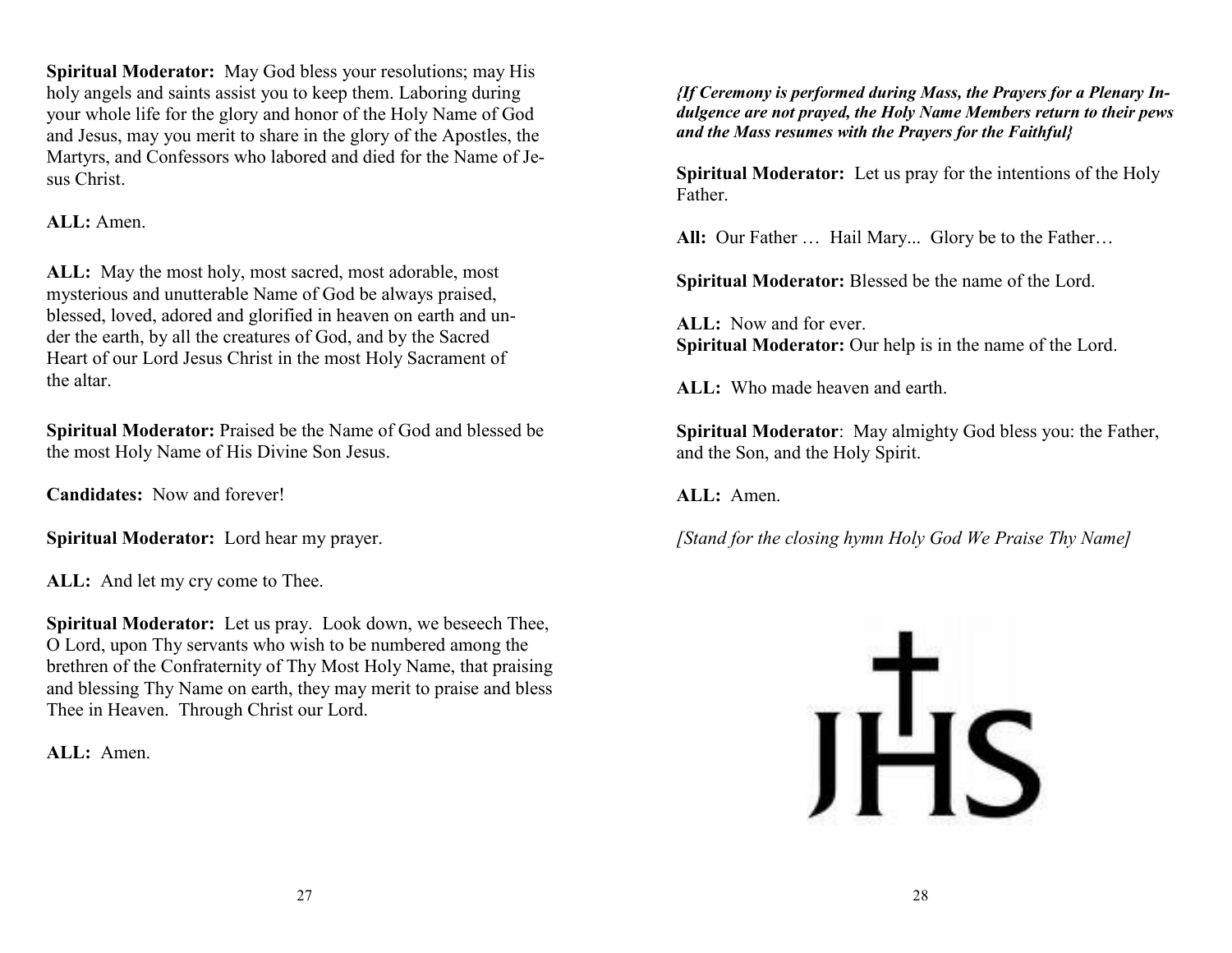**Spiritual Moderator:** May God bless your resolutions; may His holy angels and saints assist you to keep them. Laboring during your whole life for the glory and honor of the Holy Name of God and Jesus, may you merit to share in the glory of the Apostles, the Martyrs, and Confessors who labored and died for the Name of Jesus Christ.

**ALL:** Amen.

**ALL:** May the most holy, most sacred, most adorable, most mysterious and unutterable Name of God be always praised, blessed, loved, adored and glorified in heaven on earth and under the earth, by all the creatures of God, and by the Sacred Heart of our Lord Jesus Christ in the most Holy Sacrament of the altar.

**Spiritual Moderator:** Praised be the Name of God and blessed be the most Holy Name of His Divine Son Jesus.

**Candidates:** Now and forever!

**Spiritual Moderator:** Lord hear my prayer.

**ALL:** And let my cry come to Thee.

**Spiritual Moderator:** Let us pray. Look down, we beseech Thee, O Lord, upon Thy servants who wish to be numbered among the brethren of the Confraternity of Thy Most Holy Name, that praising and blessing Thy Name on earth, they may merit to praise and bless Thee in Heaven. Through Christ our Lord.

**ALL:** Amen.

***{If Ceremony is performed during Mass, the Prayers for a Plenary Indulgence are not prayed, the Holy Name Members return to their pews and the Mass resumes with the Prayers for the Faithful}***

**Spiritual Moderator:** Let us pray for the intentions of the Holy Father.

**All:** Our Father … Hail Mary... Glory be to the Father…

**Spiritual Moderator:** Blessed be the name of the Lord.

**ALL:** Now and for ever.

**Spiritual Moderator:** Our help is in the name of the Lord.

**ALL:** Who made heaven and earth.

**Spiritual Moderator**: May almighty God bless you: the Father, and the Son, and the Holy Spirit.

**ALL:** Amen.

*[Stand for the closing hymn Holy God We Praise Thy Name]*

JHS